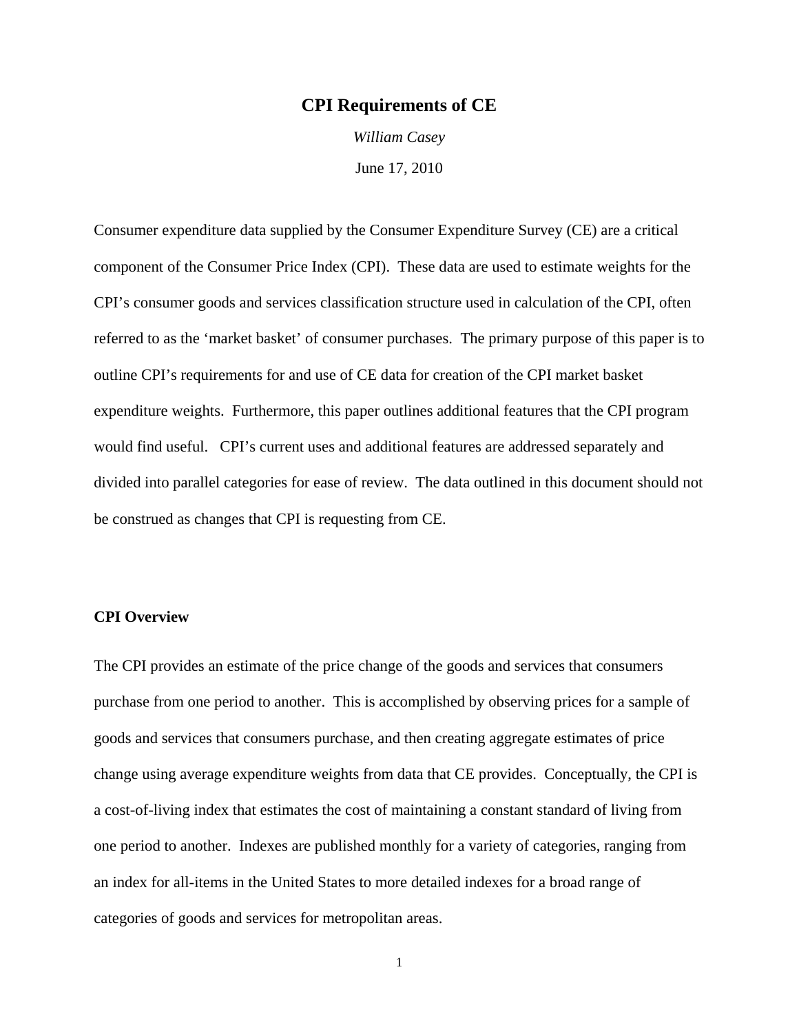# CPI Requirements of CE

*William Casey*

June 17, 2010

Consumer expenditure data supplied by the Consumer Expenditure Survey (CE) are a critical component of the Consumer Price Index (CPI). These data are used to estimate weights for the CPI's consumer goods and services classification structure used in calculation of the CPI, often referred to as the 'market basket' of consumer purchases. The primary purpose of this paper is to outline CPI's requirements for and use of CE data for creation of the CPI market basket expenditure weights. Furthermore, this paper outlines additional features that the CPI program would find useful. CPI's current uses and additional features are addressed separately and divided into parallel categories for ease of review. The data outlined in this document should not be construed as changes that CPI is requesting from CE.

## CPI Overview

The CPI provides an estimate of the price change of the goods and services that consumers purchase from one period to another. This is accomplished by observing prices for a sample of goods and services that consumers purchase, and then creating aggregate estimates of price change using average expenditure weights from data that CE provides. Conceptually, the CPI is a cost-of-living index that estimates the cost of maintaining a constant standard of living from one period to another. Indexes are published monthly for a variety of categories, ranging from an index for all-items in the United States to more detailed indexes for a broad range of categories of goods and services for metropolitan areas.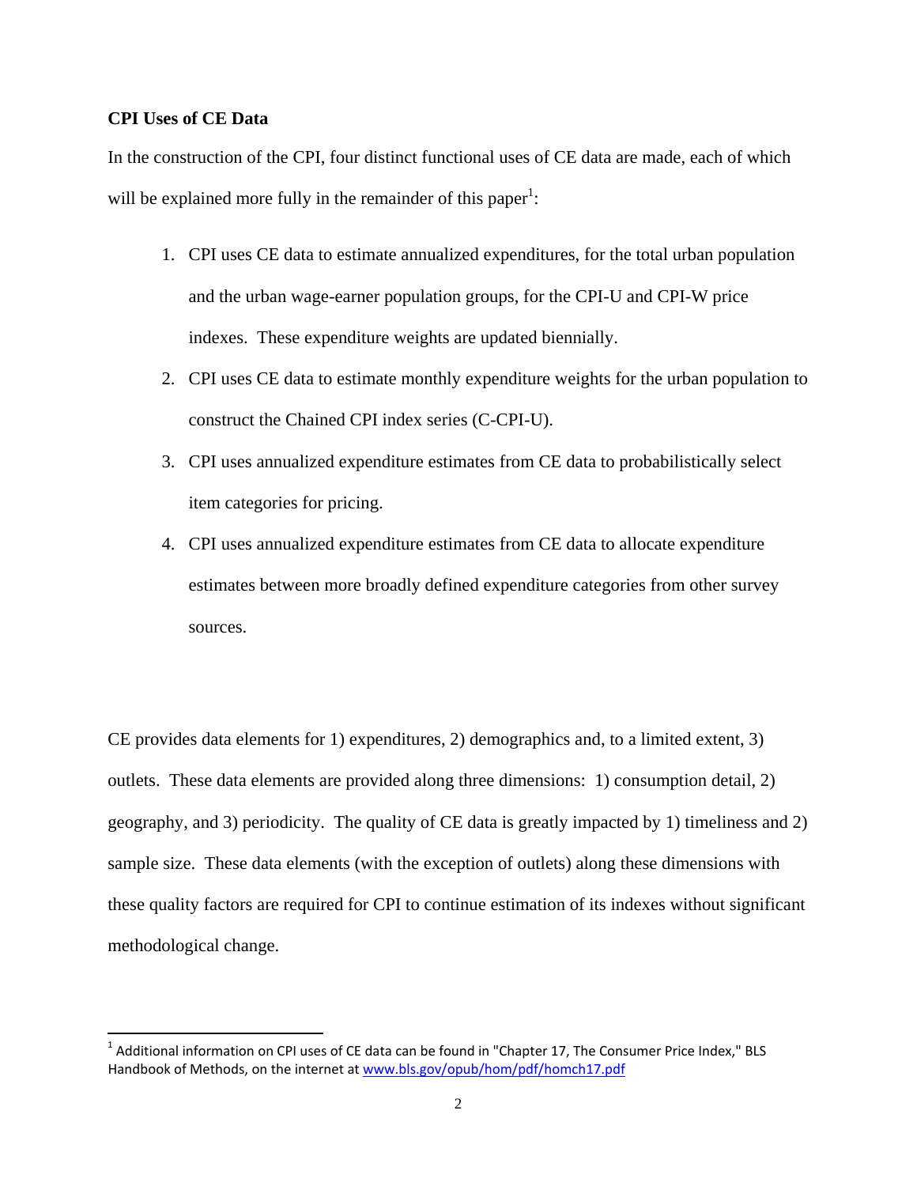**CPI Uses of CE Data**

In the construction of the CPI, four distinct functional uses of CE data are made, each of which will be explained more fully in the remainder of this paper[1]:

1. CPI uses CE data to estimate annualized expenditures, for the total urban population and the urban wage-earner population groups, for the CPI-U and CPI-W price indexes. These expenditure weights are updated biennially.
2. CPI uses CE data to estimate monthly expenditure weights for the urban population to construct the Chained CPI index series (C-CPI-U).
3. CPI uses annualized expenditure estimates from CE data to probabilistically select item categories for pricing.
4. CPI uses annualized expenditure estimates from CE data to allocate expenditure estimates between more broadly defined expenditure categories from other survey sources.

CE provides data elements for 1) expenditures, 2) demographics and, to a limited extent, 3) outlets. These data elements are provided along three dimensions: 1) consumption detail, 2) geography, and 3) periodicity. The quality of CE data is greatly impacted by 1) timeliness and 2) sample size. These data elements (with the exception of outlets) along these dimensions with these quality factors are required for CPI to continue estimation of its indexes without significant methodological change.

[1] Additional information on CPI uses of CE data can be found in "Chapter 17, The Consumer Price Index," BLS Handbook of Methods, on the internet at www.bls.gov/opub/hom/pdf/homch17.pdf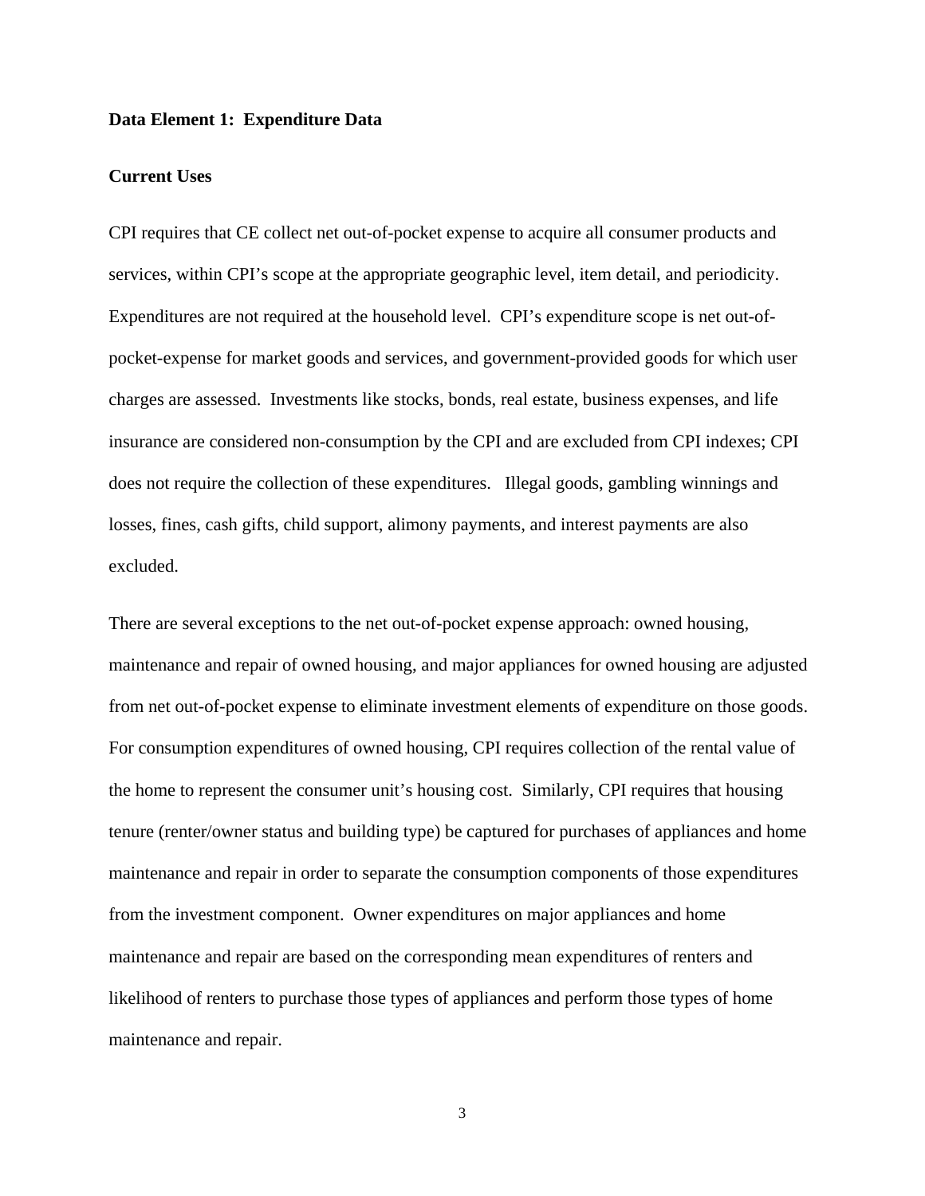**Data Element 1: Expenditure Data**

**Current Uses**

CPI requires that CE collect net out-of-pocket expense to acquire all consumer products and services, within CPI's scope at the appropriate geographic level, item detail, and periodicity. Expenditures are not required at the household level. CPI's expenditure scope is net out-of-pocket-expense for market goods and services, and government-provided goods for which user charges are assessed. Investments like stocks, bonds, real estate, business expenses, and life insurance are considered non-consumption by the CPI and are excluded from CPI indexes; CPI does not require the collection of these expenditures. Illegal goods, gambling winnings and losses, fines, cash gifts, child support, alimony payments, and interest payments are also excluded.

There are several exceptions to the net out-of-pocket expense approach: owned housing, maintenance and repair of owned housing, and major appliances for owned housing are adjusted from net out-of-pocket expense to eliminate investment elements of expenditure on those goods. For consumption expenditures of owned housing, CPI requires collection of the rental value of the home to represent the consumer unit's housing cost. Similarly, CPI requires that housing tenure (renter/owner status and building type) be captured for purchases of appliances and home maintenance and repair in order to separate the consumption components of those expenditures from the investment component. Owner expenditures on major appliances and home maintenance and repair are based on the corresponding mean expenditures of renters and likelihood of renters to purchase those types of appliances and perform those types of home maintenance and repair.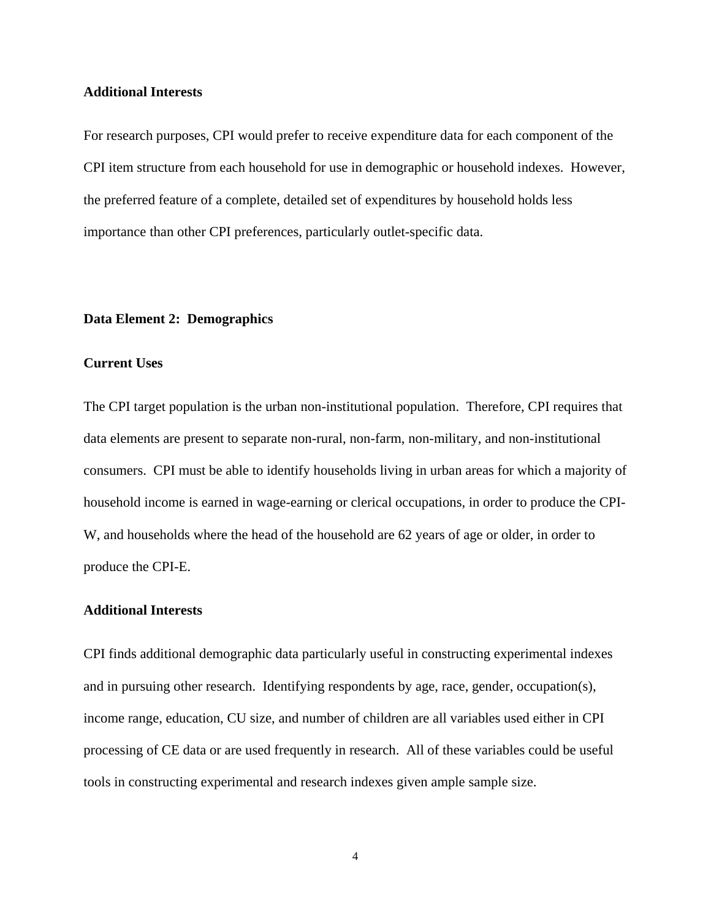**Additional Interests**

For research purposes, CPI would prefer to receive expenditure data for each component of the CPI item structure from each household for use in demographic or household indexes. However, the preferred feature of a complete, detailed set of expenditures by household holds less importance than other CPI preferences, particularly outlet-specific data.

**Data Element 2: Demographics**

**Current Uses**

The CPI target population is the urban non-institutional population. Therefore, CPI requires that data elements are present to separate non-rural, non-farm, non-military, and non-institutional consumers. CPI must be able to identify households living in urban areas for which a majority of household income is earned in wage-earning or clerical occupations, in order to produce the CPI-W, and households where the head of the household are 62 years of age or older, in order to produce the CPI-E.

**Additional Interests**

CPI finds additional demographic data particularly useful in constructing experimental indexes and in pursuing other research. Identifying respondents by age, race, gender, occupation(s), income range, education, CU size, and number of children are all variables used either in CPI processing of CE data or are used frequently in research. All of these variables could be useful tools in constructing experimental and research indexes given ample sample size.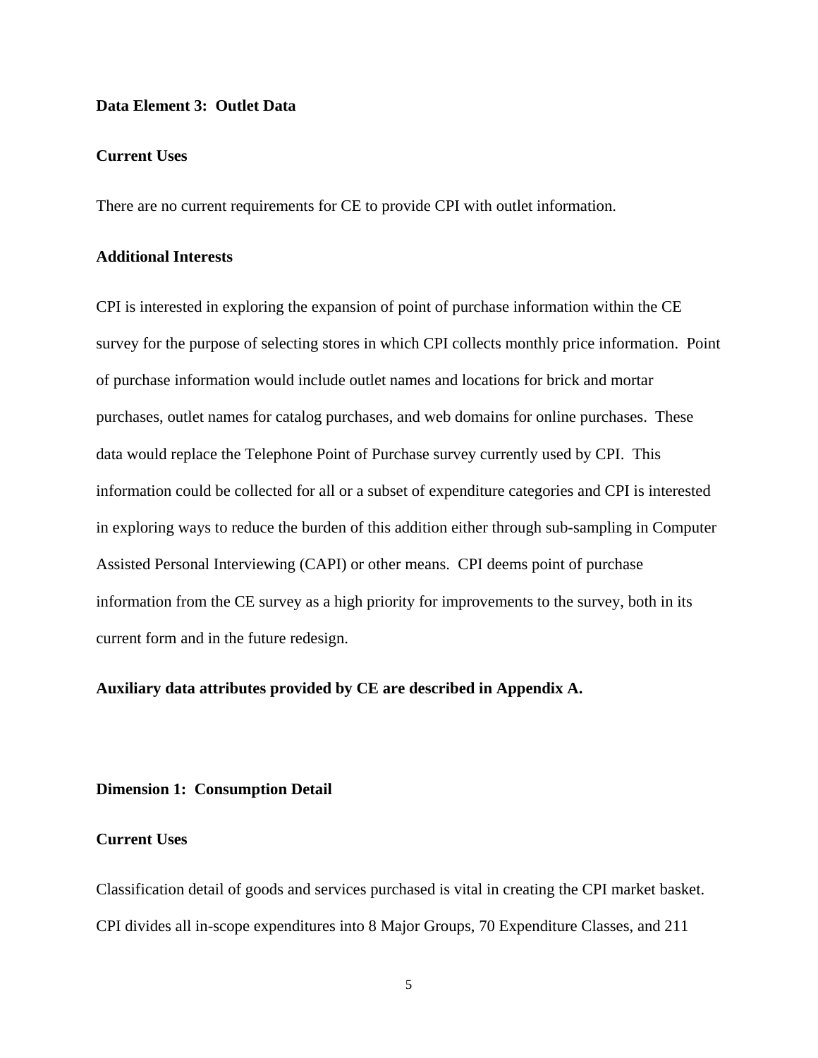**Data Element 3: Outlet Data**

**Current Uses**

There are no current requirements for CE to provide CPI with outlet information.

**Additional Interests**

CPI is interested in exploring the expansion of point of purchase information within the CE survey for the purpose of selecting stores in which CPI collects monthly price information. Point of purchase information would include outlet names and locations for brick and mortar purchases, outlet names for catalog purchases, and web domains for online purchases. These data would replace the Telephone Point of Purchase survey currently used by CPI. This information could be collected for all or a subset of expenditure categories and CPI is interested in exploring ways to reduce the burden of this addition either through sub-sampling in Computer Assisted Personal Interviewing (CAPI) or other means. CPI deems point of purchase information from the CE survey as a high priority for improvements to the survey, both in its current form and in the future redesign.

**Auxiliary data attributes provided by CE are described in Appendix A.**

**Dimension 1: Consumption Detail**

**Current Uses**

Classification detail of goods and services purchased is vital in creating the CPI market basket. CPI divides all in-scope expenditures into 8 Major Groups, 70 Expenditure Classes, and 211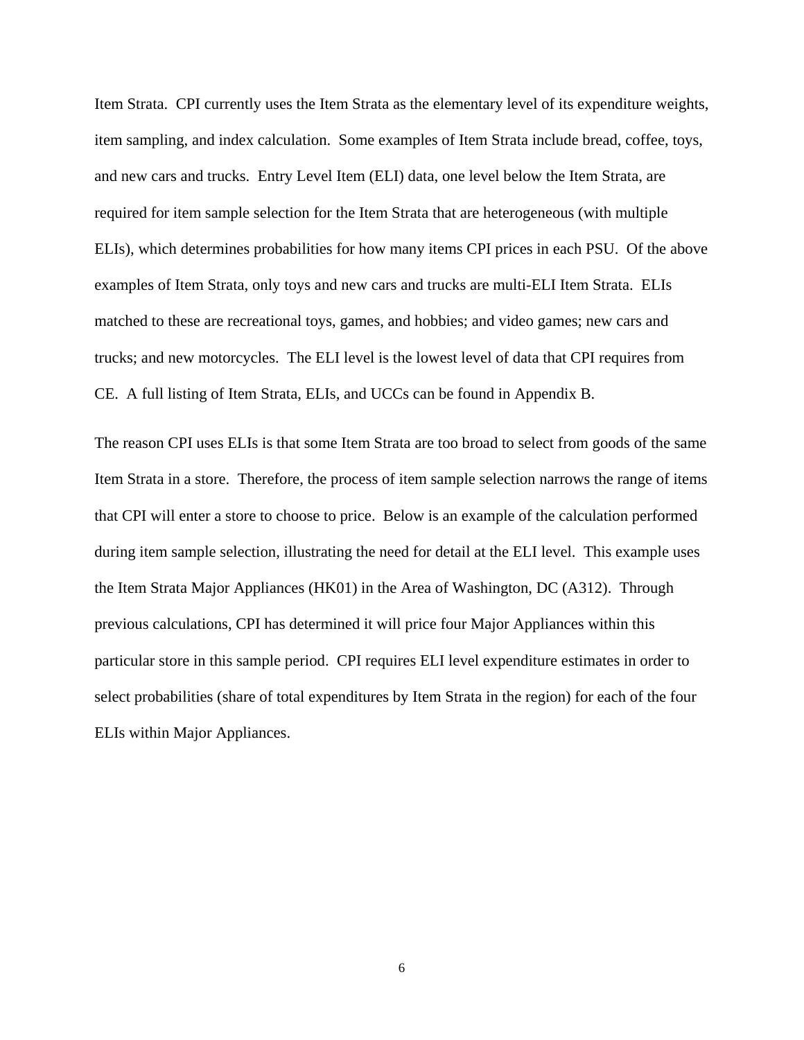Item Strata. CPI currently uses the Item Strata as the elementary level of its expenditure weights, item sampling, and index calculation. Some examples of Item Strata include bread, coffee, toys, and new cars and trucks. Entry Level Item (ELI) data, one level below the Item Strata, are required for item sample selection for the Item Strata that are heterogeneous (with multiple ELIs), which determines probabilities for how many items CPI prices in each PSU. Of the above examples of Item Strata, only toys and new cars and trucks are multi-ELI Item Strata. ELIs matched to these are recreational toys, games, and hobbies; and video games; new cars and trucks; and new motorcycles. The ELI level is the lowest level of data that CPI requires from CE. A full listing of Item Strata, ELIs, and UCCs can be found in Appendix B.

The reason CPI uses ELIs is that some Item Strata are too broad to select from goods of the same Item Strata in a store. Therefore, the process of item sample selection narrows the range of items that CPI will enter a store to choose to price. Below is an example of the calculation performed during item sample selection, illustrating the need for detail at the ELI level. This example uses the Item Strata Major Appliances (HK01) in the Area of Washington, DC (A312). Through previous calculations, CPI has determined it will price four Major Appliances within this particular store in this sample period. CPI requires ELI level expenditure estimates in order to select probabilities (share of total expenditures by Item Strata in the region) for each of the four ELIs within Major Appliances.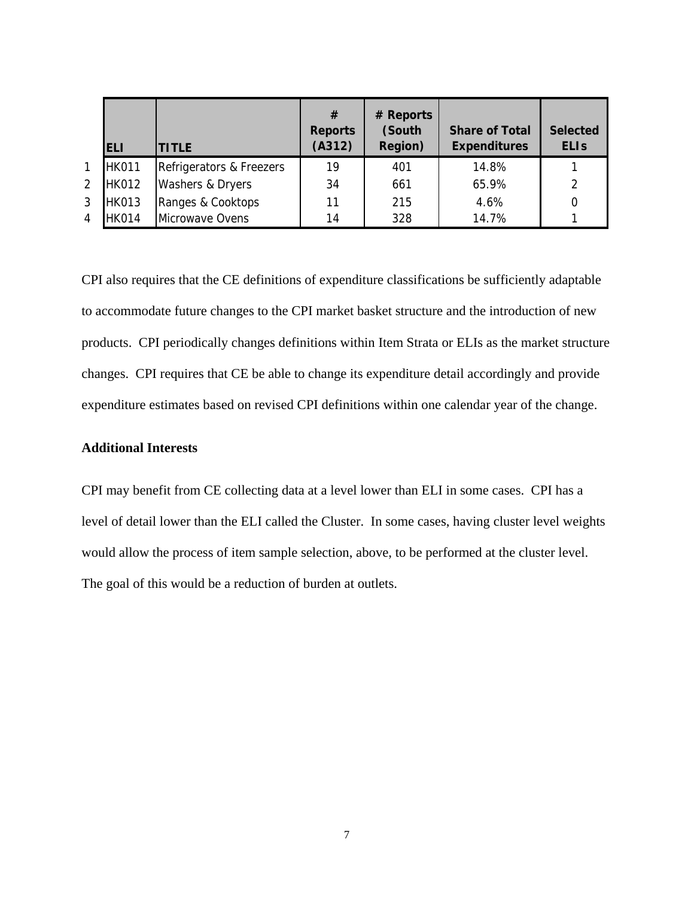| | ELI | TITLE | # Reports (A312) | # Reports (South Region) | Share of Total Expenditures | Selected ELIs |
|---|---|---|---|---|---|---|
| 1 | HK011 | Refrigerators & Freezers | 19 | 401 | 14.8% | 1 |
| 2 | HK012 | Washers & Dryers | 34 | 661 | 65.9% | 2 |
| 3 | HK013 | Ranges & Cooktops | 11 | 215 | 4.6% | 0 |
| 4 | HK014 | Microwave Ovens | 14 | 328 | 14.7% | 1 |

CPI also requires that the CE definitions of expenditure classifications be sufficiently adaptable to accommodate future changes to the CPI market basket structure and the introduction of new products. CPI periodically changes definitions within Item Strata or ELIs as the market structure changes. CPI requires that CE be able to change its expenditure detail accordingly and provide expenditure estimates based on revised CPI definitions within one calendar year of the change.

**Additional Interests**

CPI may benefit from CE collecting data at a level lower than ELI in some cases. CPI has a level of detail lower than the ELI called the Cluster. In some cases, having cluster level weights would allow the process of item sample selection, above, to be performed at the cluster level. The goal of this would be a reduction of burden at outlets.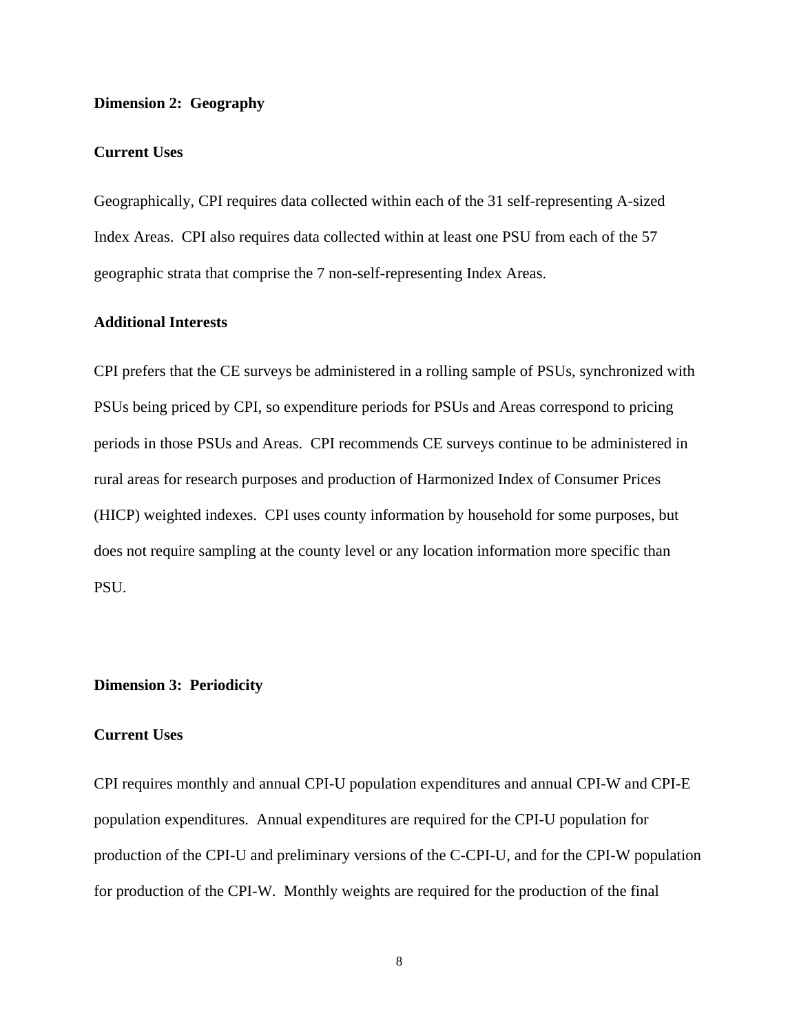**Dimension 2: Geography**

**Current Uses**

Geographically, CPI requires data collected within each of the 31 self-representing A-sized Index Areas. CPI also requires data collected within at least one PSU from each of the 57 geographic strata that comprise the 7 non-self-representing Index Areas.

**Additional Interests**

CPI prefers that the CE surveys be administered in a rolling sample of PSUs, synchronized with PSUs being priced by CPI, so expenditure periods for PSUs and Areas correspond to pricing periods in those PSUs and Areas. CPI recommends CE surveys continue to be administered in rural areas for research purposes and production of Harmonized Index of Consumer Prices (HICP) weighted indexes. CPI uses county information by household for some purposes, but does not require sampling at the county level or any location information more specific than PSU.

**Dimension 3: Periodicity**

**Current Uses**

CPI requires monthly and annual CPI-U population expenditures and annual CPI-W and CPI-E population expenditures. Annual expenditures are required for the CPI-U population for production of the CPI-U and preliminary versions of the C-CPI-U, and for the CPI-W population for production of the CPI-W. Monthly weights are required for the production of the final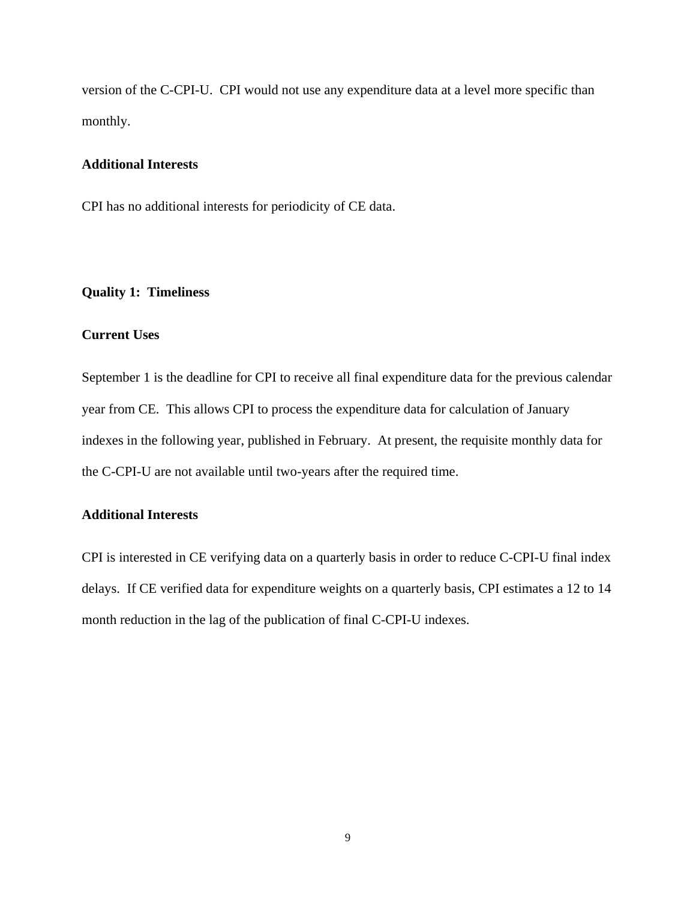version of the C-CPI-U. CPI would not use any expenditure data at a level more specific than monthly.

**Additional Interests**

CPI has no additional interests for periodicity of CE data.

**Quality 1: Timeliness**

**Current Uses**

September 1 is the deadline for CPI to receive all final expenditure data for the previous calendar year from CE. This allows CPI to process the expenditure data for calculation of January indexes in the following year, published in February. At present, the requisite monthly data for the C-CPI-U are not available until two-years after the required time.

**Additional Interests**

CPI is interested in CE verifying data on a quarterly basis in order to reduce C-CPI-U final index delays. If CE verified data for expenditure weights on a quarterly basis, CPI estimates a 12 to 14 month reduction in the lag of the publication of final C-CPI-U indexes.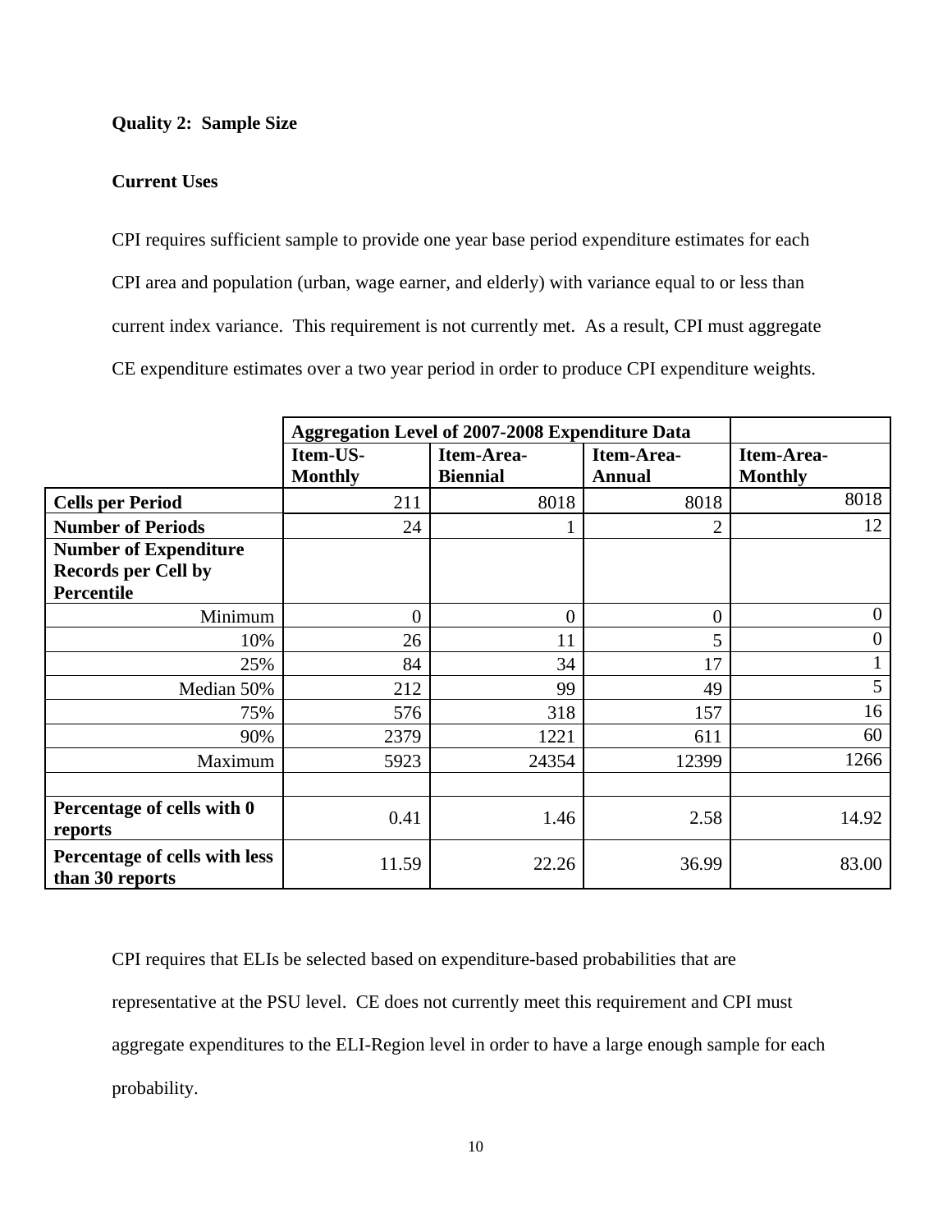**Quality 2: Sample Size**

**Current Uses**

CPI requires sufficient sample to provide one year base period expenditure estimates for each CPI area and population (urban, wage earner, and elderly) with variance equal to or less than current index variance. This requirement is not currently met. As a result, CPI must aggregate CE expenditure estimates over a two year period in order to produce CPI expenditure weights.

| | Aggregation Level of 2007-2008 Expenditure Data | | | |
|---|---|---|---|---|
| | Item-US-Monthly | Item-Area-Biennial | Item-Area-Annual | Item-Area-Monthly |
| **Cells per Period** | 211 | 8018 | 8018 | 8018 |
| **Number of Periods** | 24 | 1 | 2 | 12 |
| **Number of Expenditure Records per Cell by Percentile** | | | | |
| Minimum | 0 | 0 | 0 | 0 |
| 10% | 26 | 11 | 5 | 0 |
| 25% | 84 | 34 | 17 | 1 |
| Median 50% | 212 | 99 | 49 | 5 |
| 75% | 576 | 318 | 157 | 16 |
| 90% | 2379 | 1221 | 611 | 60 |
| Maximum | 5923 | 24354 | 12399 | 1266 |
| | | | | |
| **Percentage of cells with 0 reports** | 0.41 | 1.46 | 2.58 | 14.92 |
| **Percentage of cells with less than 30 reports** | 11.59 | 22.26 | 36.99 | 83.00 |

CPI requires that ELIs be selected based on expenditure-based probabilities that are representative at the PSU level. CE does not currently meet this requirement and CPI must aggregate expenditures to the ELI-Region level in order to have a large enough sample for each probability.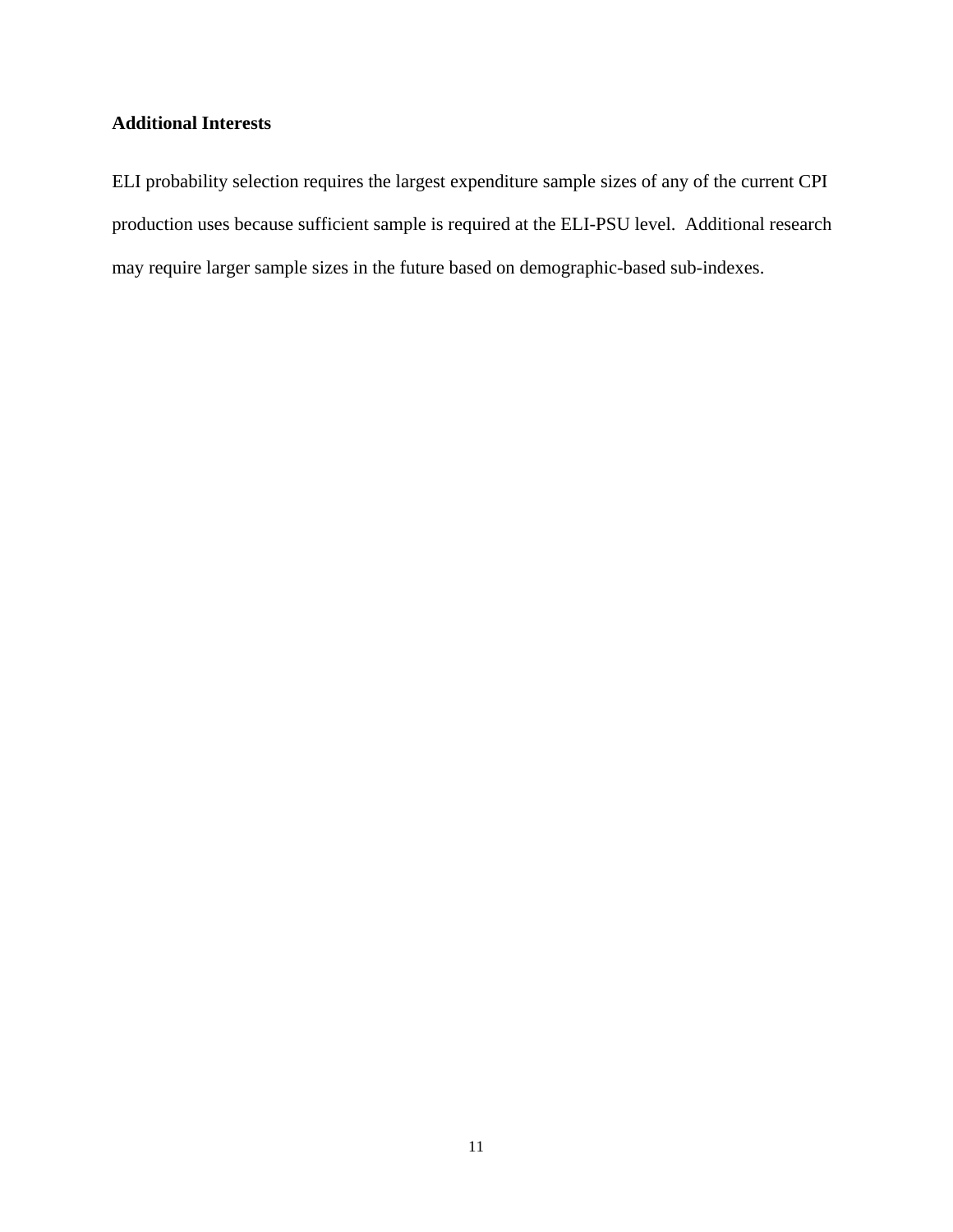### Additional Interests

ELI probability selection requires the largest expenditure sample sizes of any of the current CPI production uses because sufficient sample is required at the ELI-PSU level. Additional research may require larger sample sizes in the future based on demographic-based sub-indexes.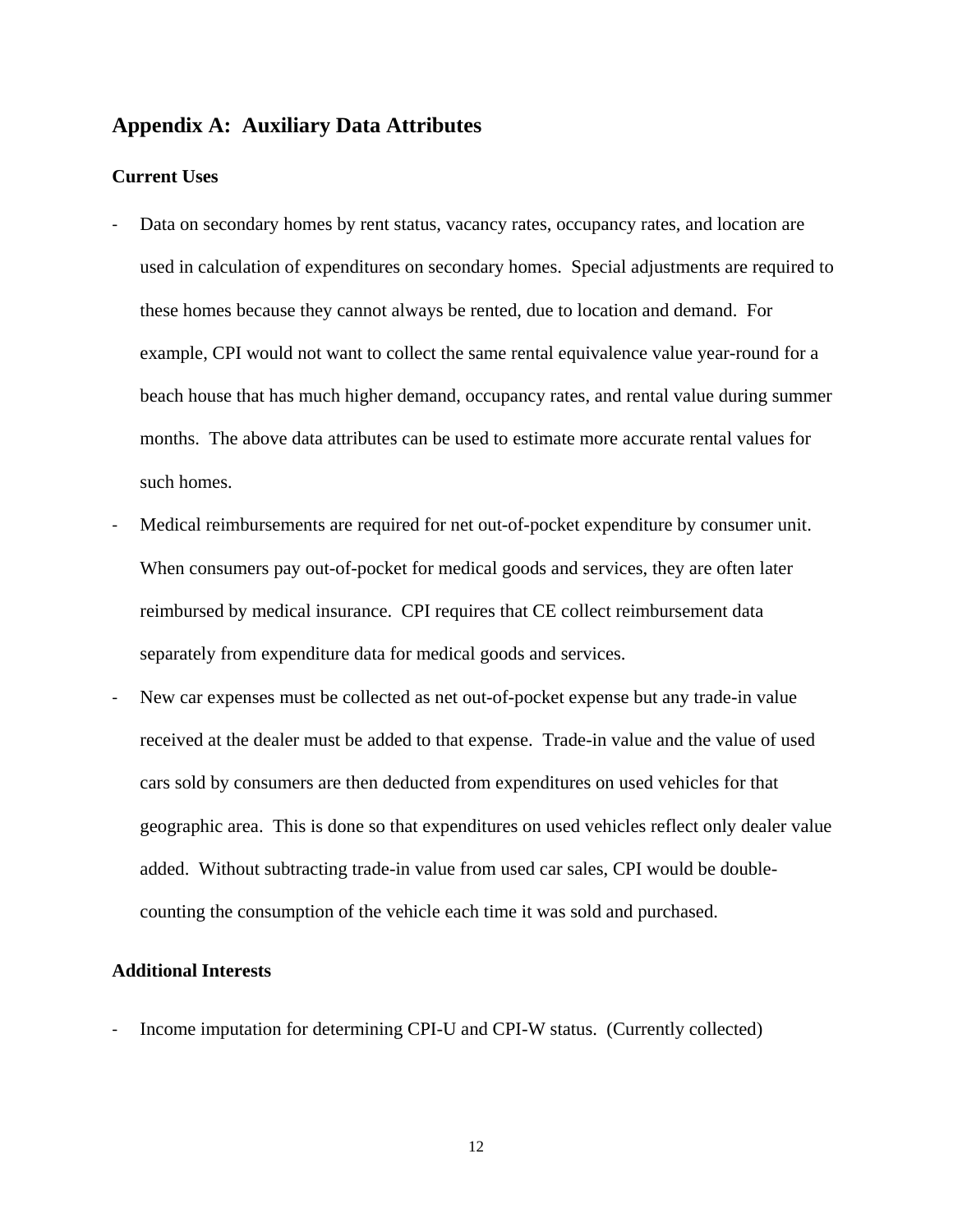## Appendix A: Auxiliary Data Attributes

### Current Uses

- Data on secondary homes by rent status, vacancy rates, occupancy rates, and location are used in calculation of expenditures on secondary homes. Special adjustments are required to these homes because they cannot always be rented, due to location and demand. For example, CPI would not want to collect the same rental equivalence value year-round for a beach house that has much higher demand, occupancy rates, and rental value during summer months. The above data attributes can be used to estimate more accurate rental values for such homes.
- Medical reimbursements are required for net out-of-pocket expenditure by consumer unit. When consumers pay out-of-pocket for medical goods and services, they are often later reimbursed by medical insurance. CPI requires that CE collect reimbursement data separately from expenditure data for medical goods and services.
- New car expenses must be collected as net out-of-pocket expense but any trade-in value received at the dealer must be added to that expense. Trade-in value and the value of used cars sold by consumers are then deducted from expenditures on used vehicles for that geographic area. This is done so that expenditures on used vehicles reflect only dealer value added. Without subtracting trade-in value from used car sales, CPI would be double-counting the consumption of the vehicle each time it was sold and purchased.

### Additional Interests

- Income imputation for determining CPI-U and CPI-W status. (Currently collected)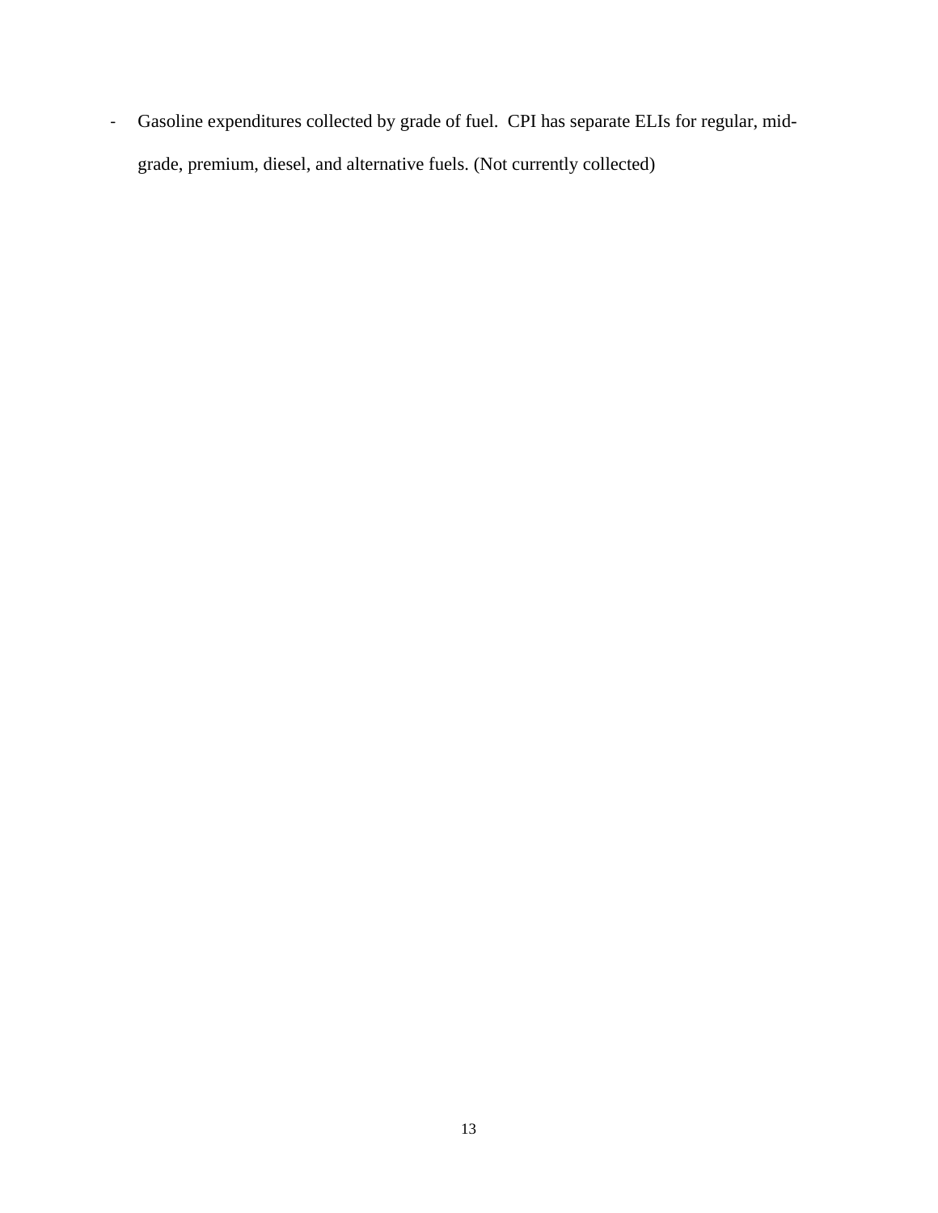- Gasoline expenditures collected by grade of fuel. CPI has separate ELIs for regular, mid-grade, premium, diesel, and alternative fuels. (Not currently collected)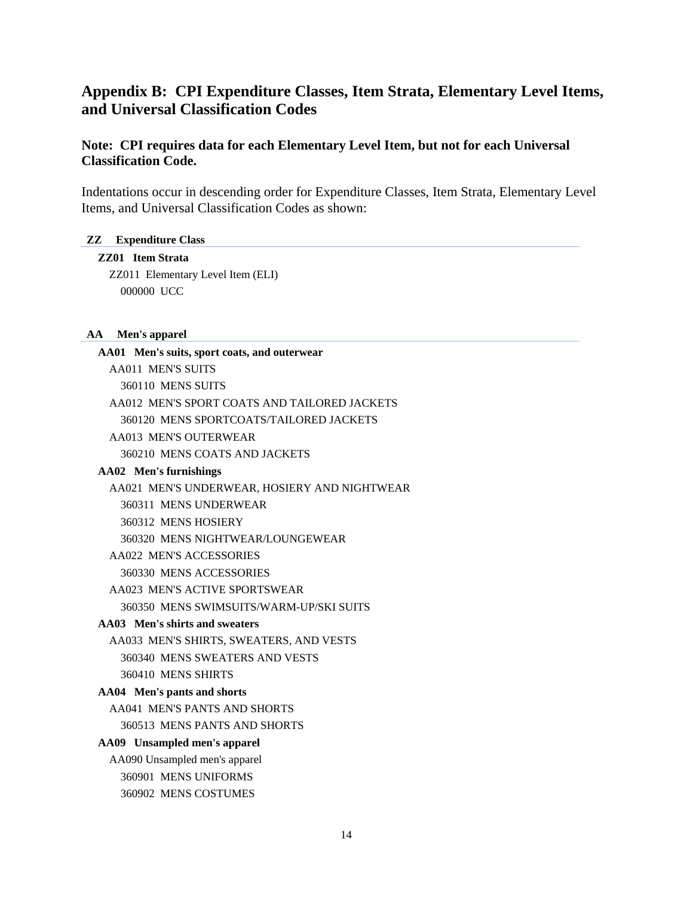## Appendix B: CPI Expenditure Classes, Item Strata, Elementary Level Items, and Universal Classification Codes

### Note: CPI requires data for each Elementary Level Item, but not for each Universal Classification Code.

Indentations occur in descending order for Expenditure Classes, Item Strata, Elementary Level Items, and Universal Classification Codes as shown:

**ZZ Expenditure Class**

- **ZZ01 Item Strata**
  - ZZ011 Elementary Level Item (ELI)
    - 000000 UCC

**AA Men's apparel**

- **AA01 Men's suits, sport coats, and outerwear**
  - AA011 MEN'S SUITS
    - 360110 MENS SUITS
  - AA012 MEN'S SPORT COATS AND TAILORED JACKETS
    - 360120 MENS SPORTCOATS/TAILORED JACKETS
  - AA013 MEN'S OUTERWEAR
    - 360210 MENS COATS AND JACKETS
- **AA02 Men's furnishings**
  - AA021 MEN'S UNDERWEAR, HOSIERY AND NIGHTWEAR
    - 360311 MENS UNDERWEAR
    - 360312 MENS HOSIERY
    - 360320 MENS NIGHTWEAR/LOUNGEWEAR
  - AA022 MEN'S ACCESSORIES
    - 360330 MENS ACCESSORIES
  - AA023 MEN'S ACTIVE SPORTSWEAR
    - 360350 MENS SWIMSUITS/WARM-UP/SKI SUITS
- **AA03 Men's shirts and sweaters**
  - AA033 MEN'S SHIRTS, SWEATERS, AND VESTS
    - 360340 MENS SWEATERS AND VESTS
    - 360410 MENS SHIRTS
- **AA04 Men's pants and shorts**
  - AA041 MEN'S PANTS AND SHORTS
    - 360513 MENS PANTS AND SHORTS
- **AA09 Unsampled men's apparel**
  - AA090 Unsampled men's apparel
    - 360901 MENS UNIFORMS
    - 360902 MENS COSTUMES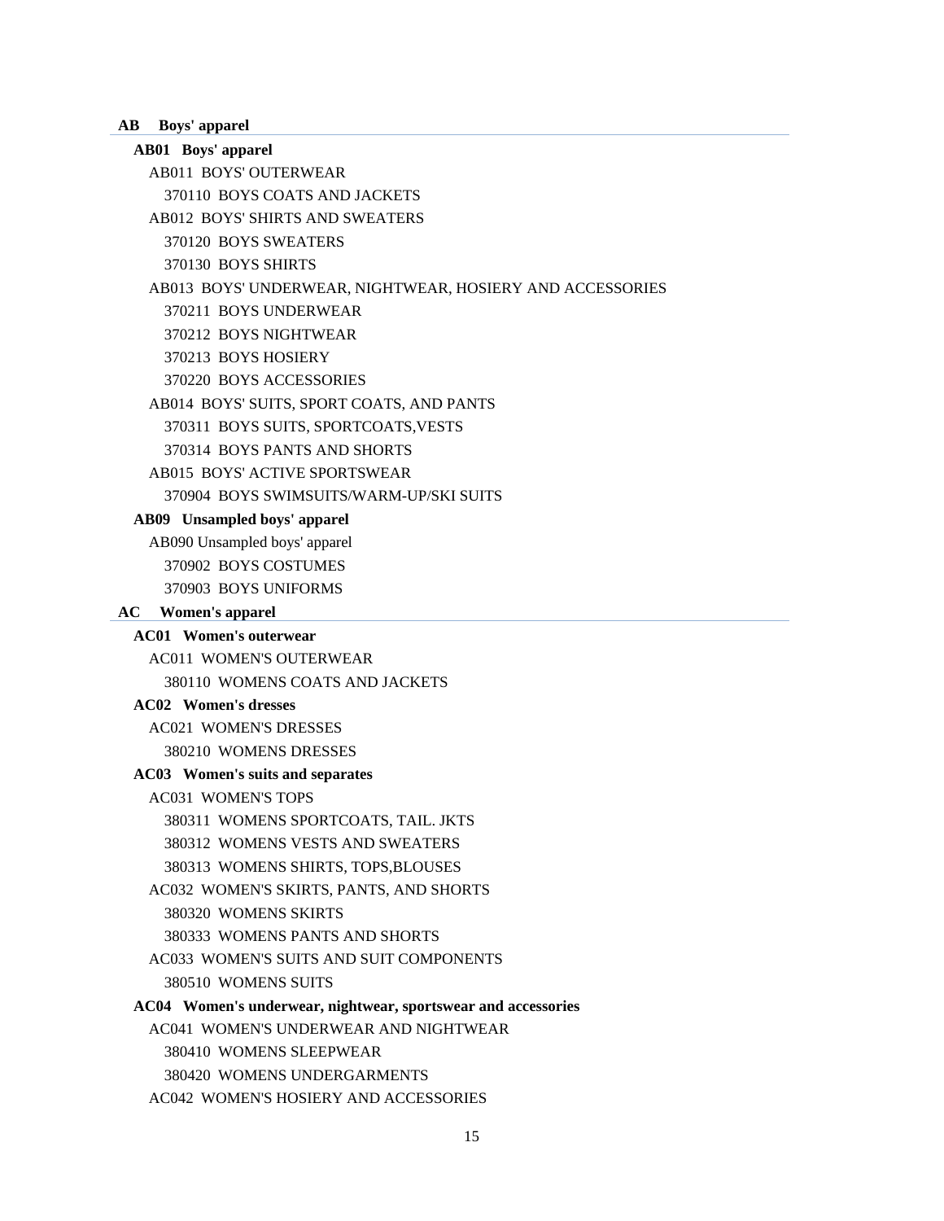## AB Boys' apparel

### AB01 Boys' apparel

- AB011 BOYS' OUTERWEAR
  - 370110 BOYS COATS AND JACKETS
- AB012 BOYS' SHIRTS AND SWEATERS
  - 370120 BOYS SWEATERS
  - 370130 BOYS SHIRTS
- AB013 BOYS' UNDERWEAR, NIGHTWEAR, HOSIERY AND ACCESSORIES
  - 370211 BOYS UNDERWEAR
  - 370212 BOYS NIGHTWEAR
  - 370213 BOYS HOSIERY
  - 370220 BOYS ACCESSORIES
- AB014 BOYS' SUITS, SPORT COATS, AND PANTS
  - 370311 BOYS SUITS, SPORTCOATS,VESTS
  - 370314 BOYS PANTS AND SHORTS
- AB015 BOYS' ACTIVE SPORTSWEAR
  - 370904 BOYS SWIMSUITS/WARM-UP/SKI SUITS

### AB09 Unsampled boys' apparel

- AB090 Unsampled boys' apparel
  - 370902 BOYS COSTUMES
  - 370903 BOYS UNIFORMS

## AC Women's apparel

### AC01 Women's outerwear

- AC011 WOMEN'S OUTERWEAR
  - 380110 WOMENS COATS AND JACKETS

### AC02 Women's dresses

- AC021 WOMEN'S DRESSES
  - 380210 WOMENS DRESSES

### AC03 Women's suits and separates

- AC031 WOMEN'S TOPS
  - 380311 WOMENS SPORTCOATS, TAIL. JKTS
  - 380312 WOMENS VESTS AND SWEATERS
  - 380313 WOMENS SHIRTS, TOPS,BLOUSES
- AC032 WOMEN'S SKIRTS, PANTS, AND SHORTS
  - 380320 WOMENS SKIRTS
  - 380333 WOMENS PANTS AND SHORTS
- AC033 WOMEN'S SUITS AND SUIT COMPONENTS
  - 380510 WOMENS SUITS

### AC04 Women's underwear, nightwear, sportswear and accessories

- AC041 WOMEN'S UNDERWEAR AND NIGHTWEAR
  - 380410 WOMENS SLEEPWEAR
  - 380420 WOMENS UNDERGARMENTS
- AC042 WOMEN'S HOSIERY AND ACCESSORIES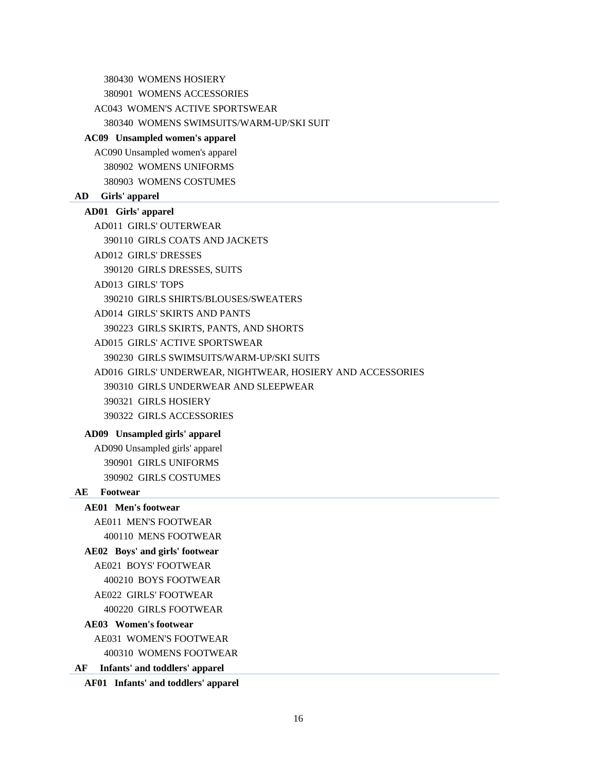380430 WOMENS HOSIERY

380901 WOMENS ACCESSORIES

AC043 WOMEN'S ACTIVE SPORTSWEAR

380340 WOMENS SWIMSUITS/WARM-UP/SKI SUIT

**AC09 Unsampled women's apparel**

AC090 Unsampled women's apparel

380902 WOMENS UNIFORMS

380903 WOMENS COSTUMES

## AD Girls' apparel

**AD01 Girls' apparel**

AD011 GIRLS' OUTERWEAR

390110 GIRLS COATS AND JACKETS

AD012 GIRLS' DRESSES

390120 GIRLS DRESSES, SUITS

AD013 GIRLS' TOPS

390210 GIRLS SHIRTS/BLOUSES/SWEATERS

AD014 GIRLS' SKIRTS AND PANTS

390223 GIRLS SKIRTS, PANTS, AND SHORTS

AD015 GIRLS' ACTIVE SPORTSWEAR

390230 GIRLS SWIMSUITS/WARM-UP/SKI SUITS

AD016 GIRLS' UNDERWEAR, NIGHTWEAR, HOSIERY AND ACCESSORIES

390310 GIRLS UNDERWEAR AND SLEEPWEAR

390321 GIRLS HOSIERY

390322 GIRLS ACCESSORIES

**AD09 Unsampled girls' apparel**

AD090 Unsampled girls' apparel

390901 GIRLS UNIFORMS

390902 GIRLS COSTUMES

## AE Footwear

**AE01 Men's footwear**

AE011 MEN'S FOOTWEAR

400110 MENS FOOTWEAR

**AE02 Boys' and girls' footwear**

AE021 BOYS' FOOTWEAR

400210 BOYS FOOTWEAR

AE022 GIRLS' FOOTWEAR

400220 GIRLS FOOTWEAR

**AE03 Women's footwear**

AE031 WOMEN'S FOOTWEAR

400310 WOMENS FOOTWEAR

## AF Infants' and toddlers' apparel

**AF01 Infants' and toddlers' apparel**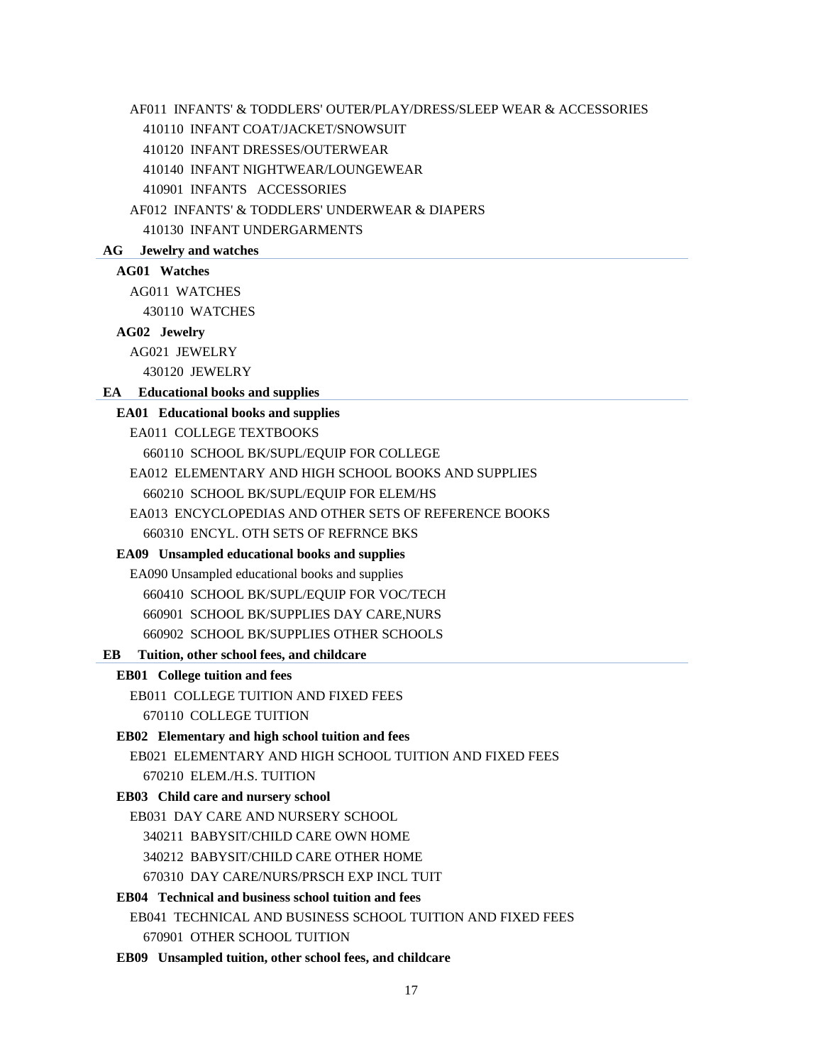AF011 INFANTS' & TODDLERS' OUTER/PLAY/DRESS/SLEEP WEAR & ACCESSORIES

410110 INFANT COAT/JACKET/SNOWSUIT

410120 INFANT DRESSES/OUTERWEAR

410140 INFANT NIGHTWEAR/LOUNGEWEAR

410901 INFANTS ACCESSORIES

AF012 INFANTS' & TODDLERS' UNDERWEAR & DIAPERS

410130 INFANT UNDERGARMENTS

## AG Jewelry and watches

### AG01 Watches

AG011 WATCHES

430110 WATCHES

### AG02 Jewelry

AG021 JEWELRY

430120 JEWELRY

## EA Educational books and supplies

### EA01 Educational books and supplies

EA011 COLLEGE TEXTBOOKS

660110 SCHOOL BK/SUPL/EQUIP FOR COLLEGE

EA012 ELEMENTARY AND HIGH SCHOOL BOOKS AND SUPPLIES

660210 SCHOOL BK/SUPL/EQUIP FOR ELEM/HS

EA013 ENCYCLOPEDIAS AND OTHER SETS OF REFERENCE BOOKS

660310 ENCYL. OTH SETS OF REFRNCE BKS

### EA09 Unsampled educational books and supplies

EA090 Unsampled educational books and supplies

660410 SCHOOL BK/SUPL/EQUIP FOR VOC/TECH

660901 SCHOOL BK/SUPPLIES DAY CARE,NURS

660902 SCHOOL BK/SUPPLIES OTHER SCHOOLS

## EB Tuition, other school fees, and childcare

### EB01 College tuition and fees

EB011 COLLEGE TUITION AND FIXED FEES

670110 COLLEGE TUITION

### EB02 Elementary and high school tuition and fees

EB021 ELEMENTARY AND HIGH SCHOOL TUITION AND FIXED FEES

670210 ELEM./H.S. TUITION

### EB03 Child care and nursery school

EB031 DAY CARE AND NURSERY SCHOOL

340211 BABYSIT/CHILD CARE OWN HOME

340212 BABYSIT/CHILD CARE OTHER HOME

670310 DAY CARE/NURS/PRSCH EXP INCL TUIT

### EB04 Technical and business school tuition and fees

EB041 TECHNICAL AND BUSINESS SCHOOL TUITION AND FIXED FEES

670901 OTHER SCHOOL TUITION

### EB09 Unsampled tuition, other school fees, and childcare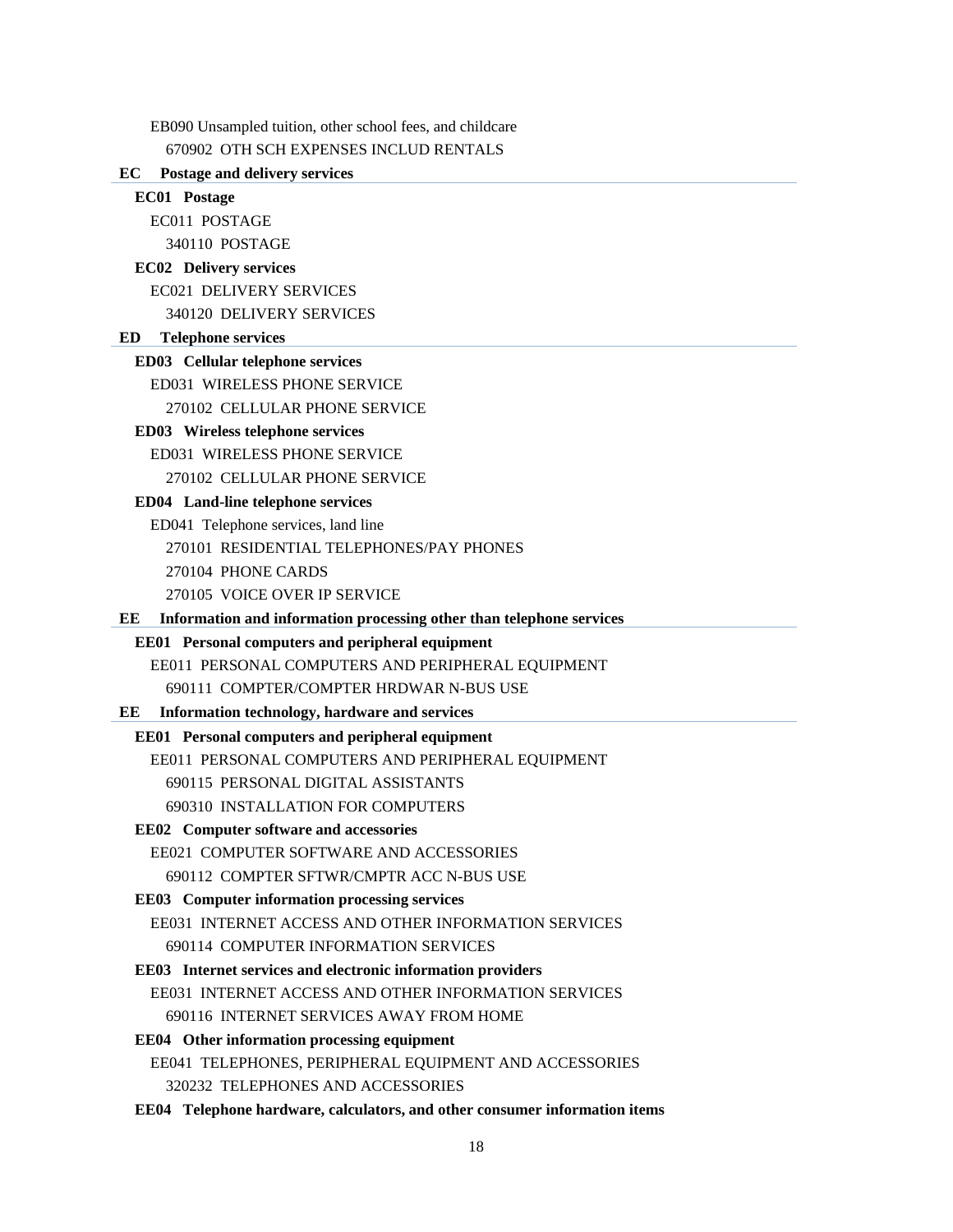EB090 Unsampled tuition, other school fees, and childcare

670902 OTH SCH EXPENSES INCLUD RENTALS

## EC Postage and delivery services

### EC01 Postage

EC011 POSTAGE

340110 POSTAGE

### EC02 Delivery services

EC021 DELIVERY SERVICES

340120 DELIVERY SERVICES

## ED Telephone services

### ED03 Cellular telephone services

ED031 WIRELESS PHONE SERVICE

270102 CELLULAR PHONE SERVICE

### ED03 Wireless telephone services

ED031 WIRELESS PHONE SERVICE

270102 CELLULAR PHONE SERVICE

### ED04 Land-line telephone services

ED041 Telephone services, land line

270101 RESIDENTIAL TELEPHONES/PAY PHONES

270104 PHONE CARDS

270105 VOICE OVER IP SERVICE

## EE Information and information processing other than telephone services

### EE01 Personal computers and peripheral equipment

EE011 PERSONAL COMPUTERS AND PERIPHERAL EQUIPMENT

690111 COMPTER/COMPTER HRDWAR N-BUS USE

## EE Information technology, hardware and services

### EE01 Personal computers and peripheral equipment

EE011 PERSONAL COMPUTERS AND PERIPHERAL EQUIPMENT

690115 PERSONAL DIGITAL ASSISTANTS

690310 INSTALLATION FOR COMPUTERS

### EE02 Computer software and accessories

EE021 COMPUTER SOFTWARE AND ACCESSORIES

690112 COMPTER SFTWR/CMPTR ACC N-BUS USE

### EE03 Computer information processing services

EE031 INTERNET ACCESS AND OTHER INFORMATION SERVICES

690114 COMPUTER INFORMATION SERVICES

### EE03 Internet services and electronic information providers

EE031 INTERNET ACCESS AND OTHER INFORMATION SERVICES

690116 INTERNET SERVICES AWAY FROM HOME

### EE04 Other information processing equipment

EE041 TELEPHONES, PERIPHERAL EQUIPMENT AND ACCESSORIES

320232 TELEPHONES AND ACCESSORIES

### EE04 Telephone hardware, calculators, and other consumer information items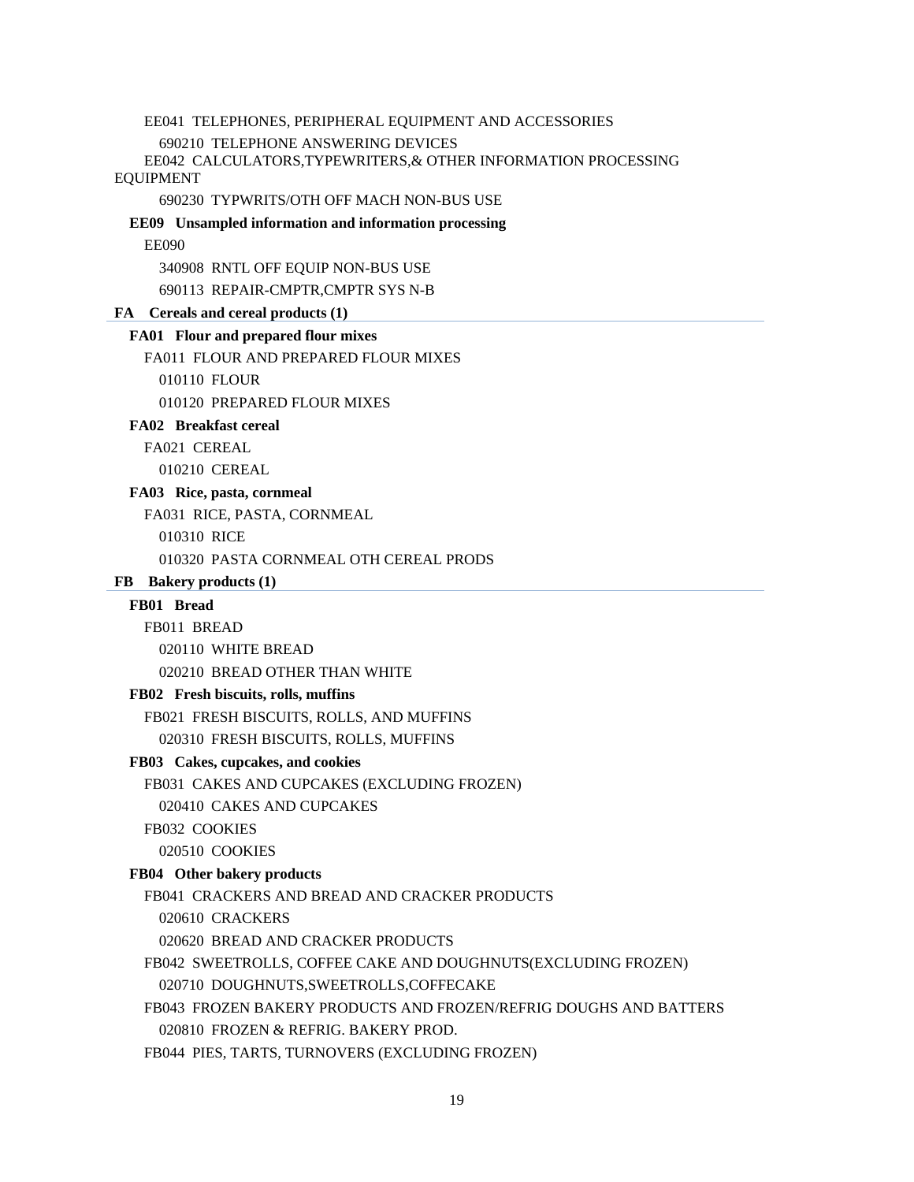EE041  TELEPHONES, PERIPHERAL EQUIPMENT AND ACCESSORIES

690210  TELEPHONE ANSWERING DEVICES

EE042  CALCULATORS,TYPEWRITERS,& OTHER INFORMATION PROCESSING EQUIPMENT

690230  TYPWRITS/OTH OFF MACH NON-BUS USE

**EE09  Unsampled information and information processing**

EE090

340908  RNTL OFF EQUIP NON-BUS USE

690113  REPAIR-CMPTR,CMPTR SYS N-B

**FA  Cereals and cereal products (1)**

**FA01  Flour and prepared flour mixes**

FA011  FLOUR AND PREPARED FLOUR MIXES

010110  FLOUR

010120  PREPARED FLOUR MIXES

**FA02  Breakfast cereal**

FA021  CEREAL

010210  CEREAL

**FA03  Rice, pasta, cornmeal**

FA031  RICE, PASTA, CORNMEAL

010310  RICE

010320  PASTA CORNMEAL OTH CEREAL PRODS

**FB  Bakery products (1)**

**FB01  Bread**

FB011  BREAD

020110  WHITE BREAD

020210  BREAD OTHER THAN WHITE

**FB02  Fresh biscuits, rolls, muffins**

FB021  FRESH BISCUITS, ROLLS, AND MUFFINS

020310  FRESH BISCUITS, ROLLS, MUFFINS

**FB03  Cakes, cupcakes, and cookies**

FB031  CAKES AND CUPCAKES (EXCLUDING FROZEN)

020410  CAKES AND CUPCAKES

FB032  COOKIES

020510  COOKIES

**FB04  Other bakery products**

FB041  CRACKERS AND BREAD AND CRACKER PRODUCTS

020610  CRACKERS

020620  BREAD AND CRACKER PRODUCTS

FB042  SWEETROLLS, COFFEE CAKE AND DOUGHNUTS(EXCLUDING FROZEN)

020710  DOUGHNUTS,SWEETROLLS,COFFECAKE

FB043  FROZEN BAKERY PRODUCTS AND FROZEN/REFRIG DOUGHS AND BATTERS

020810  FROZEN & REFRIG. BAKERY PROD.

FB044  PIES, TARTS, TURNOVERS (EXCLUDING FROZEN)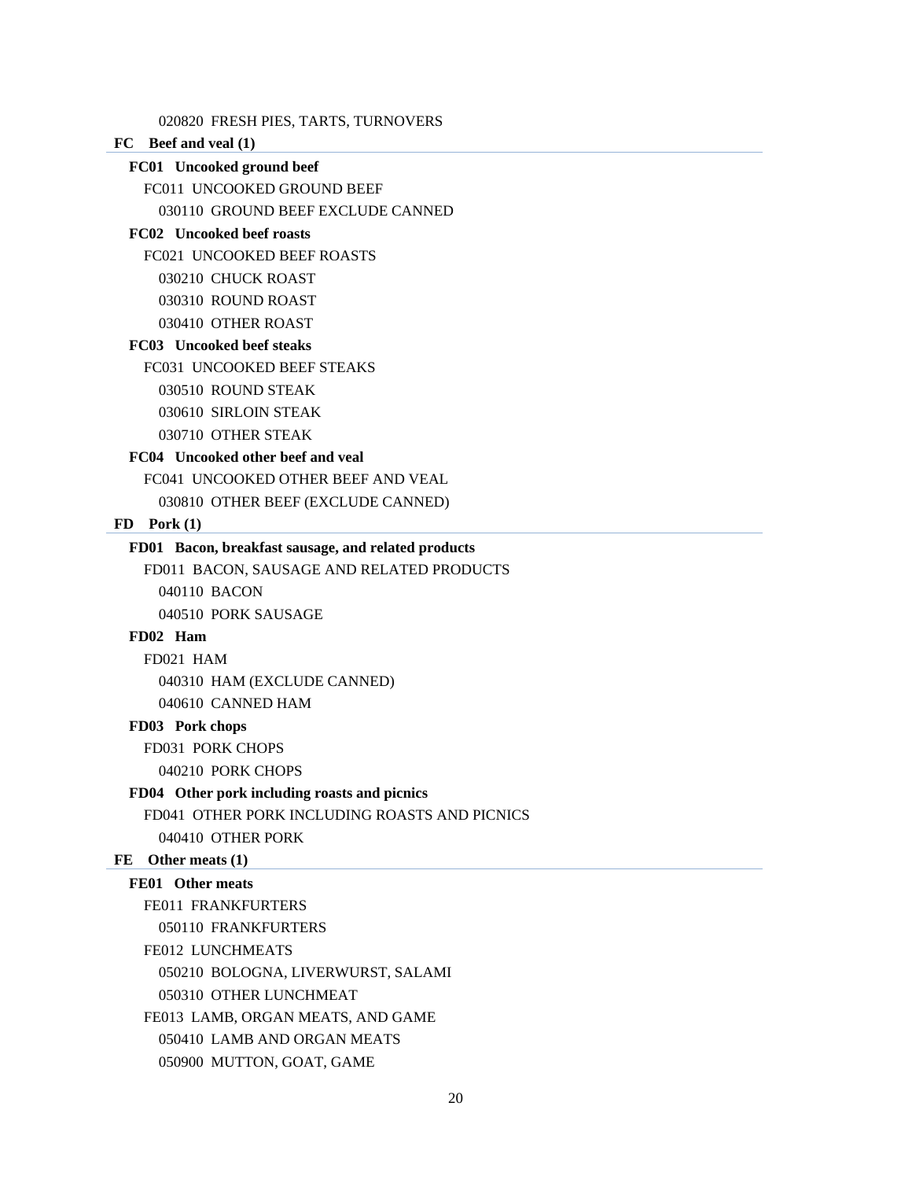020820 FRESH PIES, TARTS, TURNOVERS

## FC Beef and veal (1)

### FC01 Uncooked ground beef

FC011 UNCOOKED GROUND BEEF

030110 GROUND BEEF EXCLUDE CANNED

### FC02 Uncooked beef roasts

FC021 UNCOOKED BEEF ROASTS

030210 CHUCK ROAST

030310 ROUND ROAST

030410 OTHER ROAST

### FC03 Uncooked beef steaks

FC031 UNCOOKED BEEF STEAKS

030510 ROUND STEAK

030610 SIRLOIN STEAK

030710 OTHER STEAK

### FC04 Uncooked other beef and veal

FC041 UNCOOKED OTHER BEEF AND VEAL

030810 OTHER BEEF (EXCLUDE CANNED)

## FD Pork (1)

### FD01 Bacon, breakfast sausage, and related products

FD011 BACON, SAUSAGE AND RELATED PRODUCTS

040110 BACON

040510 PORK SAUSAGE

### FD02 Ham

FD021 HAM

040310 HAM (EXCLUDE CANNED)

040610 CANNED HAM

### FD03 Pork chops

FD031 PORK CHOPS

040210 PORK CHOPS

### FD04 Other pork including roasts and picnics

FD041 OTHER PORK INCLUDING ROASTS AND PICNICS

040410 OTHER PORK

## FE Other meats (1)

### FE01 Other meats

FE011 FRANKFURTERS

050110 FRANKFURTERS

FE012 LUNCHMEATS

050210 BOLOGNA, LIVERWURST, SALAMI

050310 OTHER LUNCHMEAT

FE013 LAMB, ORGAN MEATS, AND GAME

050410 LAMB AND ORGAN MEATS

050900 MUTTON, GOAT, GAME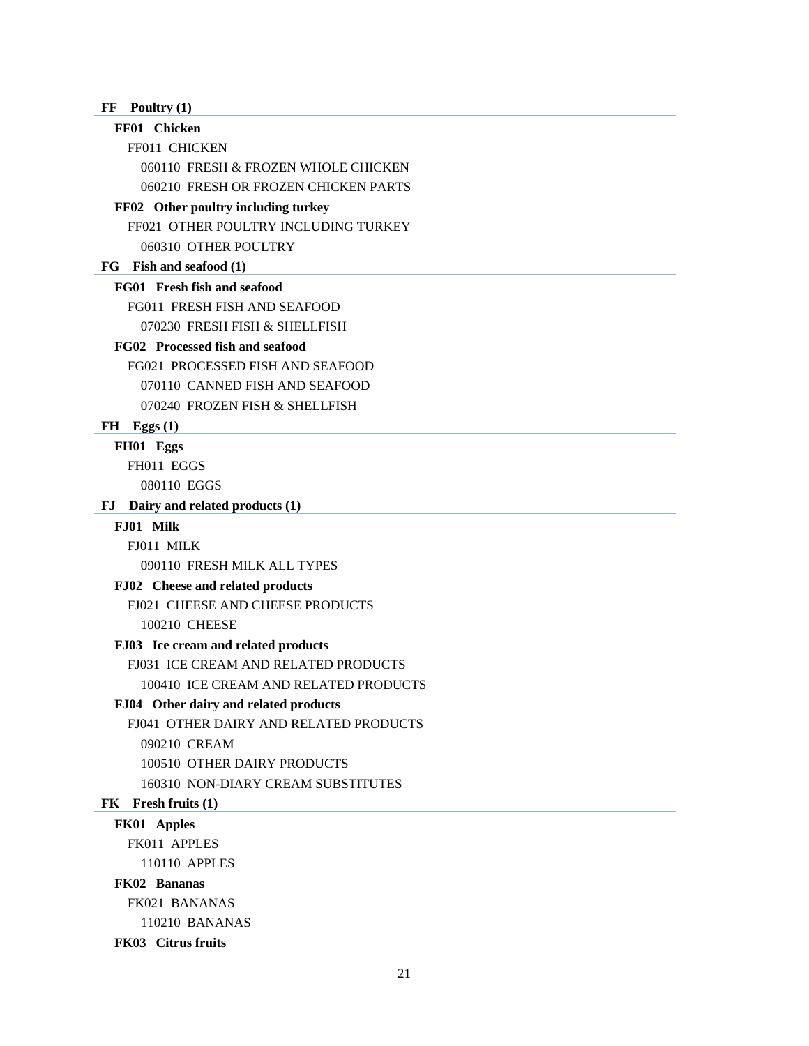**FF  Poultry (1)**

**FF01  Chicken**

FF011  CHICKEN

060110  FRESH & FROZEN WHOLE CHICKEN

060210  FRESH OR FROZEN CHICKEN PARTS

**FF02  Other poultry including turkey**

FF021  OTHER POULTRY INCLUDING TURKEY

060310  OTHER POULTRY

**FG  Fish and seafood (1)**

**FG01  Fresh fish and seafood**

FG011  FRESH FISH AND SEAFOOD

070230  FRESH FISH & SHELLFISH

**FG02  Processed fish and seafood**

FG021  PROCESSED FISH AND SEAFOOD

070110  CANNED FISH AND SEAFOOD

070240  FROZEN FISH & SHELLFISH

**FH  Eggs (1)**

**FH01  Eggs**

FH011  EGGS

080110  EGGS

**FJ  Dairy and related products (1)**

**FJ01  Milk**

FJ011  MILK

090110  FRESH MILK ALL TYPES

**FJ02  Cheese and related products**

FJ021  CHEESE AND CHEESE PRODUCTS

100210  CHEESE

**FJ03  Ice cream and related products**

FJ031  ICE CREAM AND RELATED PRODUCTS

100410  ICE CREAM AND RELATED PRODUCTS

**FJ04  Other dairy and related products**

FJ041  OTHER DAIRY AND RELATED PRODUCTS

090210  CREAM

100510  OTHER DAIRY PRODUCTS

160310  NON-DIARY CREAM SUBSTITUTES

**FK  Fresh fruits (1)**

**FK01  Apples**

FK011  APPLES

110110  APPLES

**FK02  Bananas**

FK021  BANANAS

110210  BANANAS

**FK03  Citrus fruits**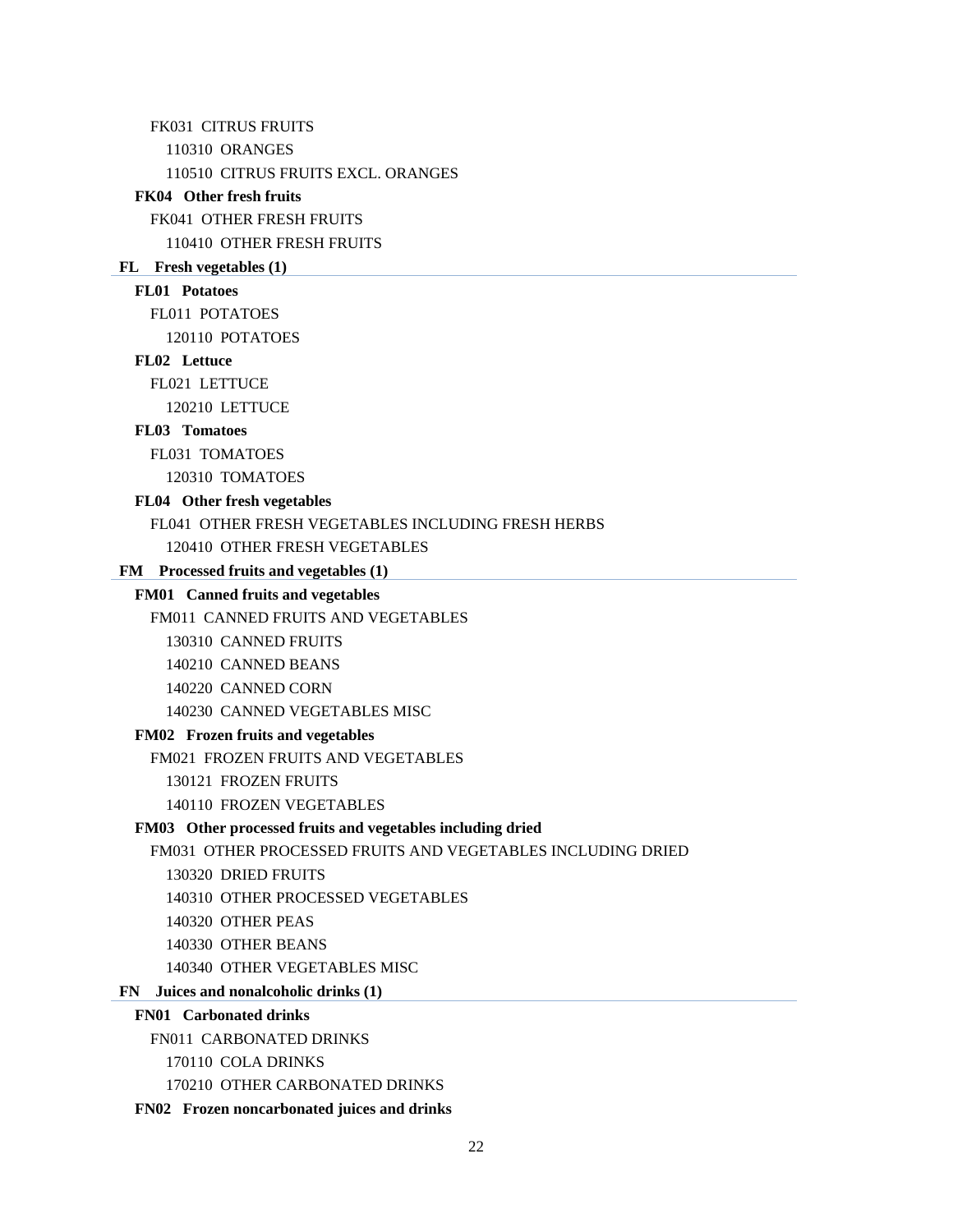FK031 CITRUS FRUITS

110310 ORANGES

110510 CITRUS FRUITS EXCL. ORANGES

**FK04 Other fresh fruits**

FK041 OTHER FRESH FRUITS

110410 OTHER FRESH FRUITS

**FL Fresh vegetables (1)**

**FL01 Potatoes**

FL011 POTATOES

120110 POTATOES

**FL02 Lettuce**

FL021 LETTUCE

120210 LETTUCE

**FL03 Tomatoes**

FL031 TOMATOES

120310 TOMATOES

**FL04 Other fresh vegetables**

FL041 OTHER FRESH VEGETABLES INCLUDING FRESH HERBS

120410 OTHER FRESH VEGETABLES

**FM Processed fruits and vegetables (1)**

**FM01 Canned fruits and vegetables**

FM011 CANNED FRUITS AND VEGETABLES

130310 CANNED FRUITS

140210 CANNED BEANS

140220 CANNED CORN

140230 CANNED VEGETABLES MISC

**FM02 Frozen fruits and vegetables**

FM021 FROZEN FRUITS AND VEGETABLES

130121 FROZEN FRUITS

140110 FROZEN VEGETABLES

**FM03 Other processed fruits and vegetables including dried**

FM031 OTHER PROCESSED FRUITS AND VEGETABLES INCLUDING DRIED

130320 DRIED FRUITS

140310 OTHER PROCESSED VEGETABLES

140320 OTHER PEAS

140330 OTHER BEANS

140340 OTHER VEGETABLES MISC

**FN Juices and nonalcoholic drinks (1)**

**FN01 Carbonated drinks**

FN011 CARBONATED DRINKS

170110 COLA DRINKS

170210 OTHER CARBONATED DRINKS

**FN02 Frozen noncarbonated juices and drinks**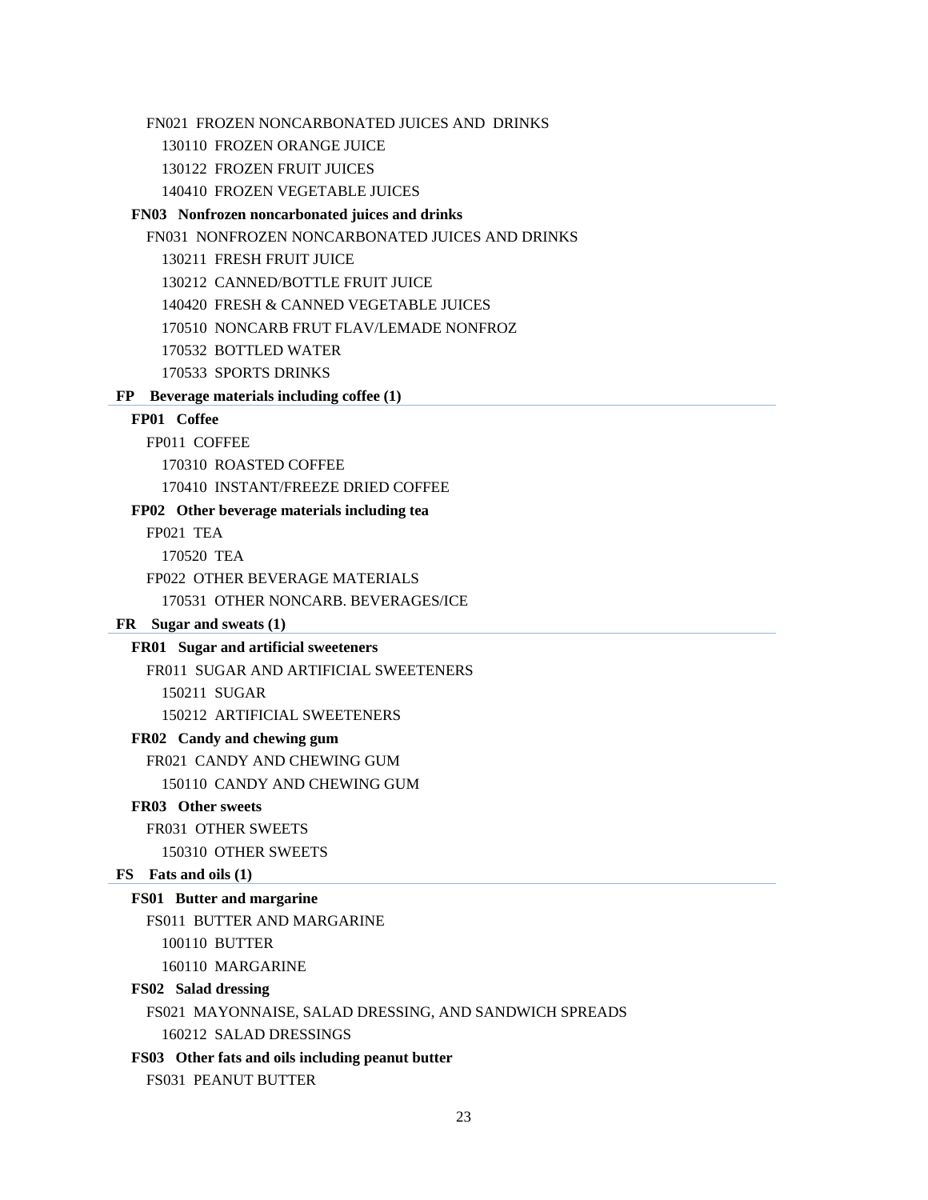FN021 FROZEN NONCARBONATED JUICES AND DRINKS

130110 FROZEN ORANGE JUICE

130122 FROZEN FRUIT JUICES

140410 FROZEN VEGETABLE JUICES

**FN03 Nonfrozen noncarbonated juices and drinks**

FN031 NONFROZEN NONCARBONATED JUICES AND DRINKS

130211 FRESH FRUIT JUICE

130212 CANNED/BOTTLE FRUIT JUICE

140420 FRESH & CANNED VEGETABLE JUICES

170510 NONCARB FRUT FLAV/LEMADE NONFROZ

170532 BOTTLED WATER

170533 SPORTS DRINKS

**FP Beverage materials including coffee (1)**

**FP01 Coffee**

FP011 COFFEE

170310 ROASTED COFFEE

170410 INSTANT/FREEZE DRIED COFFEE

**FP02 Other beverage materials including tea**

FP021 TEA

170520 TEA

FP022 OTHER BEVERAGE MATERIALS

170531 OTHER NONCARB. BEVERAGES/ICE

**FR Sugar and sweats (1)**

**FR01 Sugar and artificial sweeteners**

FR011 SUGAR AND ARTIFICIAL SWEETENERS

150211 SUGAR

150212 ARTIFICIAL SWEETENERS

**FR02 Candy and chewing gum**

FR021 CANDY AND CHEWING GUM

150110 CANDY AND CHEWING GUM

**FR03 Other sweets**

FR031 OTHER SWEETS

150310 OTHER SWEETS

**FS Fats and oils (1)**

**FS01 Butter and margarine**

FS011 BUTTER AND MARGARINE

100110 BUTTER

160110 MARGARINE

**FS02 Salad dressing**

FS021 MAYONNAISE, SALAD DRESSING, AND SANDWICH SPREADS

160212 SALAD DRESSINGS

**FS03 Other fats and oils including peanut butter**

FS031 PEANUT BUTTER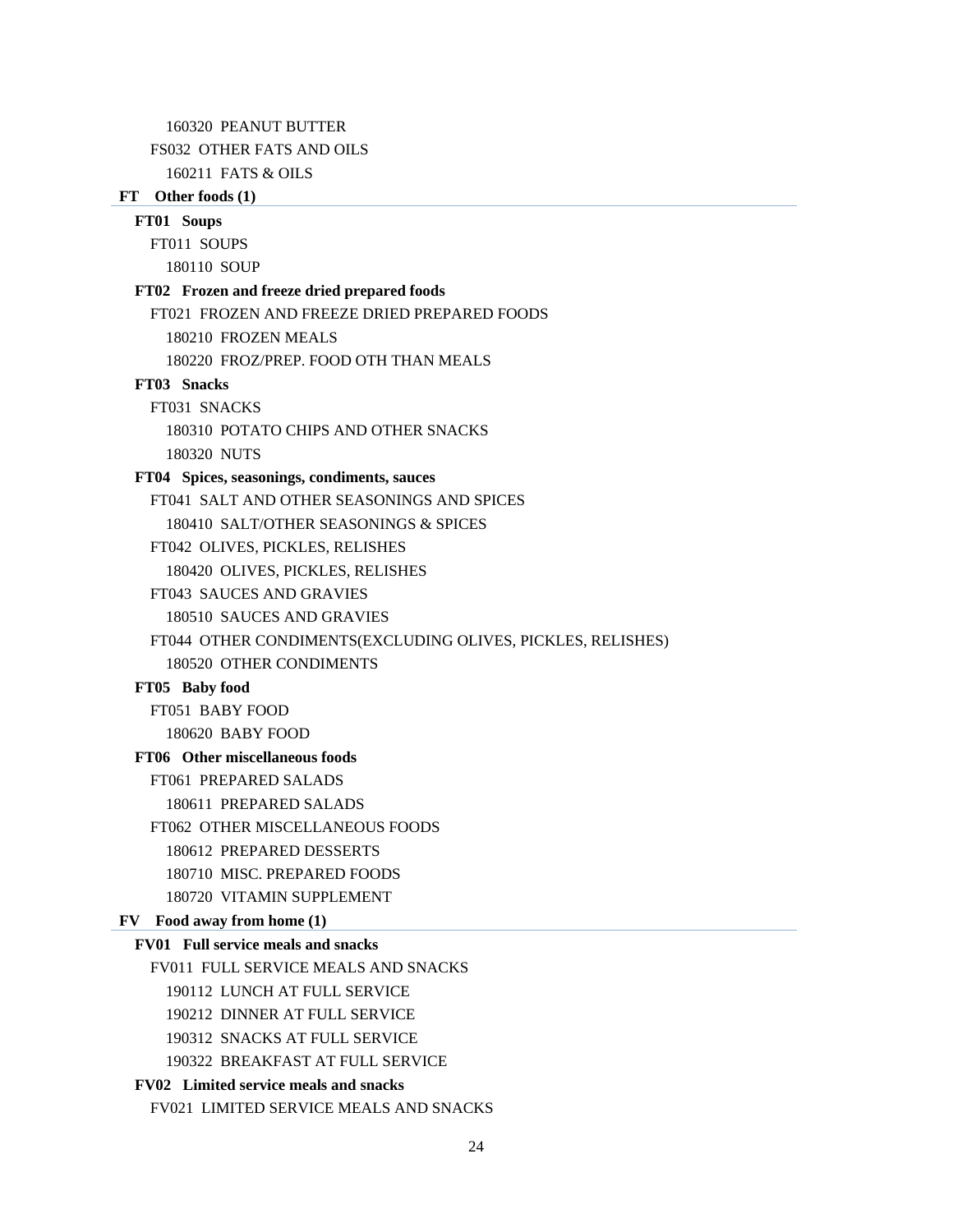160320  PEANUT BUTTER

FS032  OTHER FATS AND OILS

160211  FATS & OILS

**FT  Other foods (1)**

**FT01  Soups**

FT011  SOUPS

180110  SOUP

**FT02  Frozen and freeze dried prepared foods**

FT021  FROZEN AND FREEZE DRIED PREPARED FOODS

180210  FROZEN MEALS

180220  FROZ/PREP. FOOD OTH THAN MEALS

**FT03  Snacks**

FT031  SNACKS

180310  POTATO CHIPS AND OTHER SNACKS

180320  NUTS

**FT04  Spices, seasonings, condiments, sauces**

FT041  SALT AND OTHER SEASONINGS AND SPICES

180410  SALT/OTHER SEASONINGS & SPICES

FT042  OLIVES, PICKLES, RELISHES

180420  OLIVES, PICKLES, RELISHES

FT043  SAUCES AND GRAVIES

180510  SAUCES AND GRAVIES

FT044  OTHER CONDIMENTS(EXCLUDING OLIVES, PICKLES, RELISHES)

180520  OTHER CONDIMENTS

**FT05  Baby food**

FT051  BABY FOOD

180620  BABY FOOD

**FT06  Other miscellaneous foods**

FT061  PREPARED SALADS

180611  PREPARED SALADS

FT062  OTHER MISCELLANEOUS FOODS

180612  PREPARED DESSERTS

180710  MISC. PREPARED FOODS

180720  VITAMIN SUPPLEMENT

**FV  Food away from home (1)**

**FV01  Full service meals and snacks**

FV011  FULL SERVICE MEALS AND SNACKS

190112  LUNCH AT FULL SERVICE

190212  DINNER AT FULL SERVICE

190312  SNACKS AT FULL SERVICE

190322  BREAKFAST AT FULL SERVICE

**FV02  Limited service meals and snacks**

FV021  LIMITED SERVICE MEALS AND SNACKS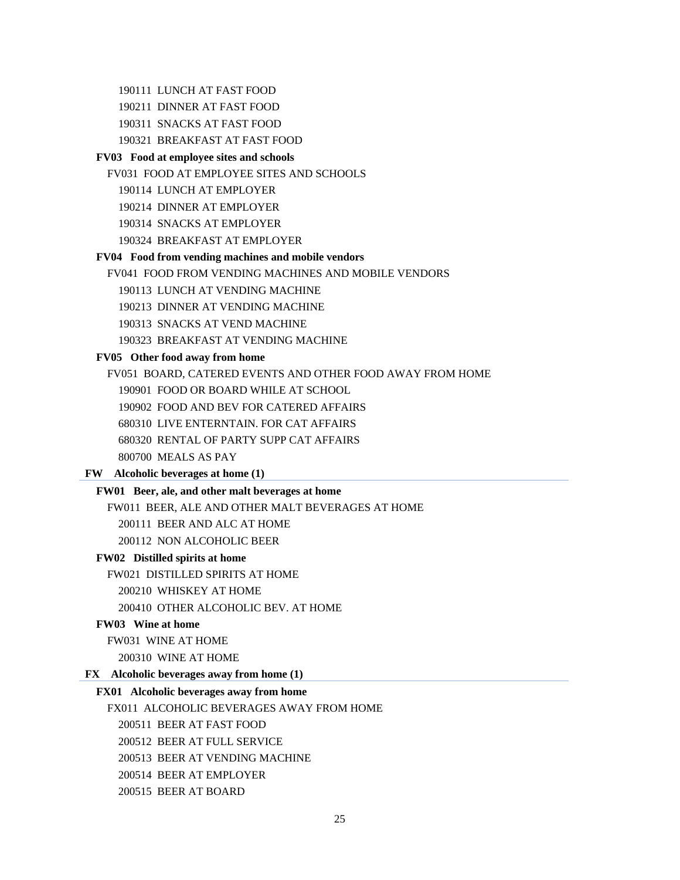190111 LUNCH AT FAST FOOD

190211 DINNER AT FAST FOOD

190311 SNACKS AT FAST FOOD

190321 BREAKFAST AT FAST FOOD

**FV03 Food at employee sites and schools**

FV031 FOOD AT EMPLOYEE SITES AND SCHOOLS

190114 LUNCH AT EMPLOYER

190214 DINNER AT EMPLOYER

190314 SNACKS AT EMPLOYER

190324 BREAKFAST AT EMPLOYER

**FV04 Food from vending machines and mobile vendors**

FV041 FOOD FROM VENDING MACHINES AND MOBILE VENDORS

190113 LUNCH AT VENDING MACHINE

190213 DINNER AT VENDING MACHINE

190313 SNACKS AT VEND MACHINE

190323 BREAKFAST AT VENDING MACHINE

**FV05 Other food away from home**

FV051 BOARD, CATERED EVENTS AND OTHER FOOD AWAY FROM HOME

190901 FOOD OR BOARD WHILE AT SCHOOL

190902 FOOD AND BEV FOR CATERED AFFAIRS

680310 LIVE ENTERNTAIN. FOR CAT AFFAIRS

680320 RENTAL OF PARTY SUPP CAT AFFAIRS

800700 MEALS AS PAY

**FW Alcoholic beverages at home (1)**

**FW01 Beer, ale, and other malt beverages at home**

FW011 BEER, ALE AND OTHER MALT BEVERAGES AT HOME

200111 BEER AND ALC AT HOME

200112 NON ALCOHOLIC BEER

**FW02 Distilled spirits at home**

FW021 DISTILLED SPIRITS AT HOME

200210 WHISKEY AT HOME

200410 OTHER ALCOHOLIC BEV. AT HOME

**FW03 Wine at home**

FW031 WINE AT HOME

200310 WINE AT HOME

**FX Alcoholic beverages away from home (1)**

**FX01 Alcoholic beverages away from home**

FX011 ALCOHOLIC BEVERAGES AWAY FROM HOME

200511 BEER AT FAST FOOD

200512 BEER AT FULL SERVICE

200513 BEER AT VENDING MACHINE

200514 BEER AT EMPLOYER

200515 BEER AT BOARD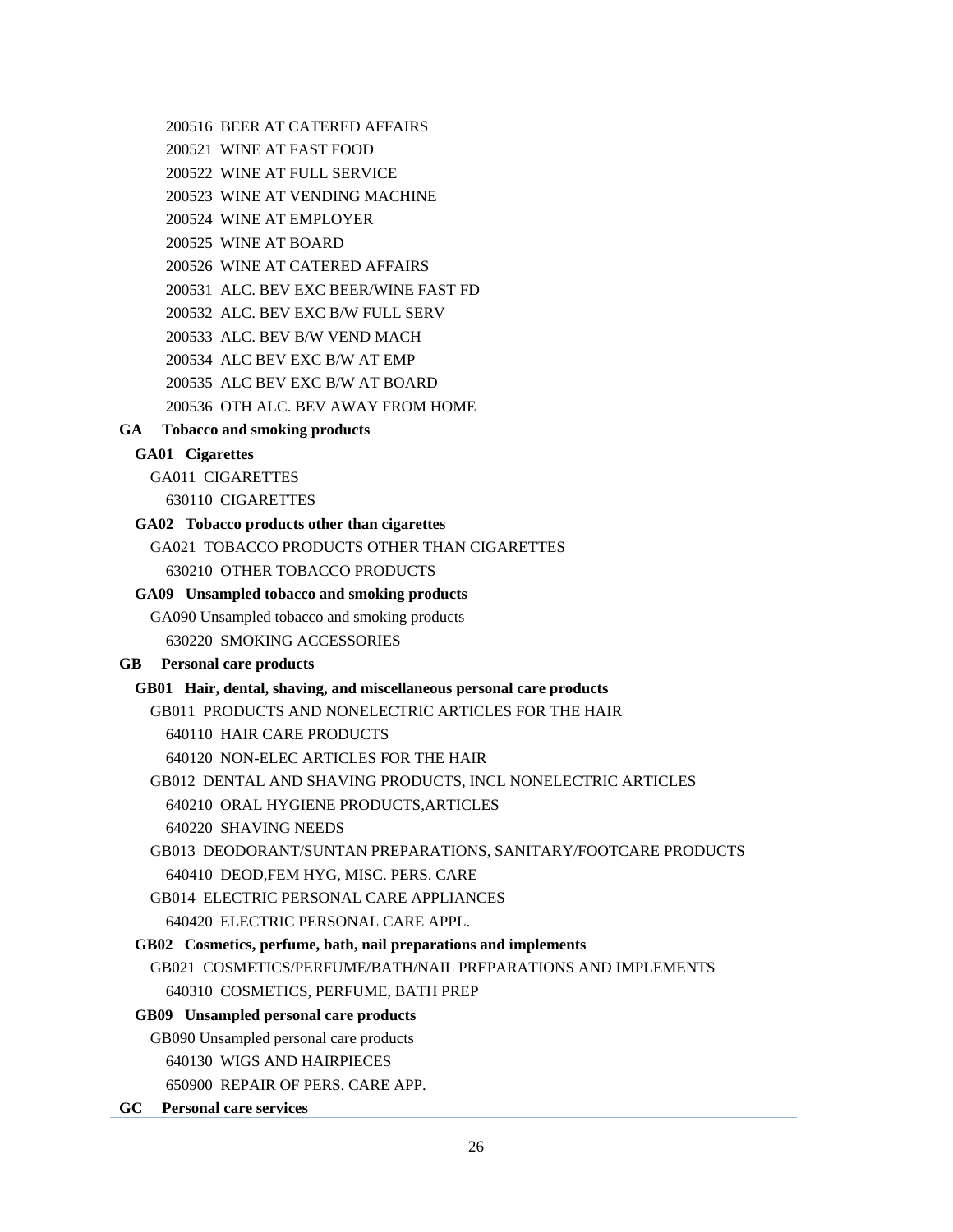200516 BEER AT CATERED AFFAIRS

200521 WINE AT FAST FOOD

200522 WINE AT FULL SERVICE

200523 WINE AT VENDING MACHINE

200524 WINE AT EMPLOYER

200525 WINE AT BOARD

200526 WINE AT CATERED AFFAIRS

200531 ALC. BEV EXC BEER/WINE FAST FD

200532 ALC. BEV EXC B/W FULL SERV

200533 ALC. BEV B/W VEND MACH

200534 ALC BEV EXC B/W AT EMP

200535 ALC BEV EXC B/W AT BOARD

200536 OTH ALC. BEV AWAY FROM HOME

## GA Tobacco and smoking products

### GA01 Cigarettes

GA011 CIGARETTES

630110 CIGARETTES

### GA02 Tobacco products other than cigarettes

GA021 TOBACCO PRODUCTS OTHER THAN CIGARETTES

630210 OTHER TOBACCO PRODUCTS

### GA09 Unsampled tobacco and smoking products

GA090 Unsampled tobacco and smoking products

630220 SMOKING ACCESSORIES

## GB Personal care products

### GB01 Hair, dental, shaving, and miscellaneous personal care products

GB011 PRODUCTS AND NONELECTRIC ARTICLES FOR THE HAIR

640110 HAIR CARE PRODUCTS

640120 NON-ELEC ARTICLES FOR THE HAIR

GB012 DENTAL AND SHAVING PRODUCTS, INCL NONELECTRIC ARTICLES

640210 ORAL HYGIENE PRODUCTS,ARTICLES

640220 SHAVING NEEDS

GB013 DEODORANT/SUNTAN PREPARATIONS, SANITARY/FOOTCARE PRODUCTS

640410 DEOD,FEM HYG, MISC. PERS. CARE

GB014 ELECTRIC PERSONAL CARE APPLIANCES

640420 ELECTRIC PERSONAL CARE APPL.

### GB02 Cosmetics, perfume, bath, nail preparations and implements

GB021 COSMETICS/PERFUME/BATH/NAIL PREPARATIONS AND IMPLEMENTS

640310 COSMETICS, PERFUME, BATH PREP

### GB09 Unsampled personal care products

GB090 Unsampled personal care products

640130 WIGS AND HAIRPIECES

650900 REPAIR OF PERS. CARE APP.

## GC Personal care services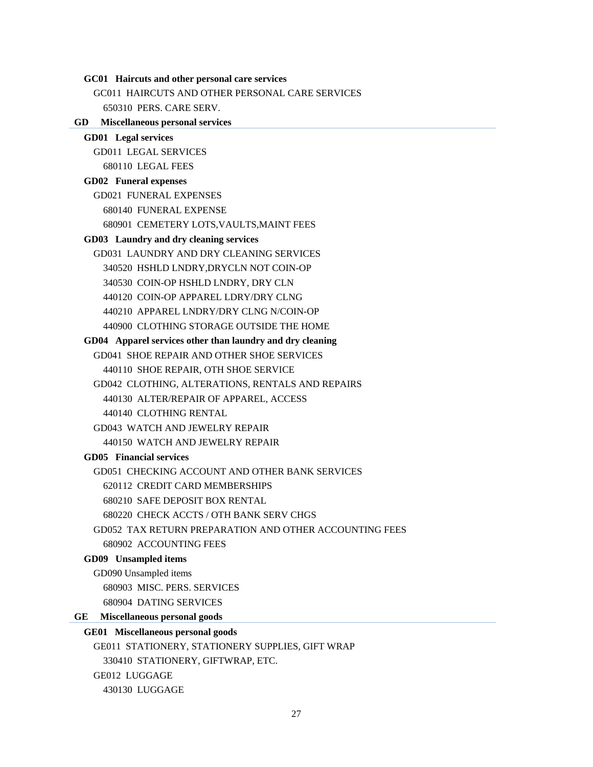**GC01 Haircuts and other personal care services**

GC011 HAIRCUTS AND OTHER PERSONAL CARE SERVICES

650310 PERS. CARE SERV.

## GD Miscellaneous personal services

**GD01 Legal services**

GD011 LEGAL SERVICES

680110 LEGAL FEES

**GD02 Funeral expenses**

GD021 FUNERAL EXPENSES

680140 FUNERAL EXPENSE

680901 CEMETERY LOTS,VAULTS,MAINT FEES

**GD03 Laundry and dry cleaning services**

GD031 LAUNDRY AND DRY CLEANING SERVICES

340520 HSHLD LNDRY,DRYCLN NOT COIN-OP

340530 COIN-OP HSHLD LNDRY, DRY CLN

440120 COIN-OP APPAREL LDRY/DRY CLNG

440210 APPAREL LNDRY/DRY CLNG N/COIN-OP

440900 CLOTHING STORAGE OUTSIDE THE HOME

**GD04 Apparel services other than laundry and dry cleaning**

GD041 SHOE REPAIR AND OTHER SHOE SERVICES

440110 SHOE REPAIR, OTH SHOE SERVICE

GD042 CLOTHING, ALTERATIONS, RENTALS AND REPAIRS

440130 ALTER/REPAIR OF APPAREL, ACCESS

440140 CLOTHING RENTAL

GD043 WATCH AND JEWELRY REPAIR

440150 WATCH AND JEWELRY REPAIR

**GD05 Financial services**

GD051 CHECKING ACCOUNT AND OTHER BANK SERVICES

620112 CREDIT CARD MEMBERSHIPS

680210 SAFE DEPOSIT BOX RENTAL

680220 CHECK ACCTS / OTH BANK SERV CHGS

GD052 TAX RETURN PREPARATION AND OTHER ACCOUNTING FEES

680902 ACCOUNTING FEES

**GD09 Unsampled items**

GD090 Unsampled items

680903 MISC. PERS. SERVICES

680904 DATING SERVICES

## GE Miscellaneous personal goods

**GE01 Miscellaneous personal goods**

GE011 STATIONERY, STATIONERY SUPPLIES, GIFT WRAP

330410 STATIONERY, GIFTWRAP, ETC.

GE012 LUGGAGE

430130 LUGGAGE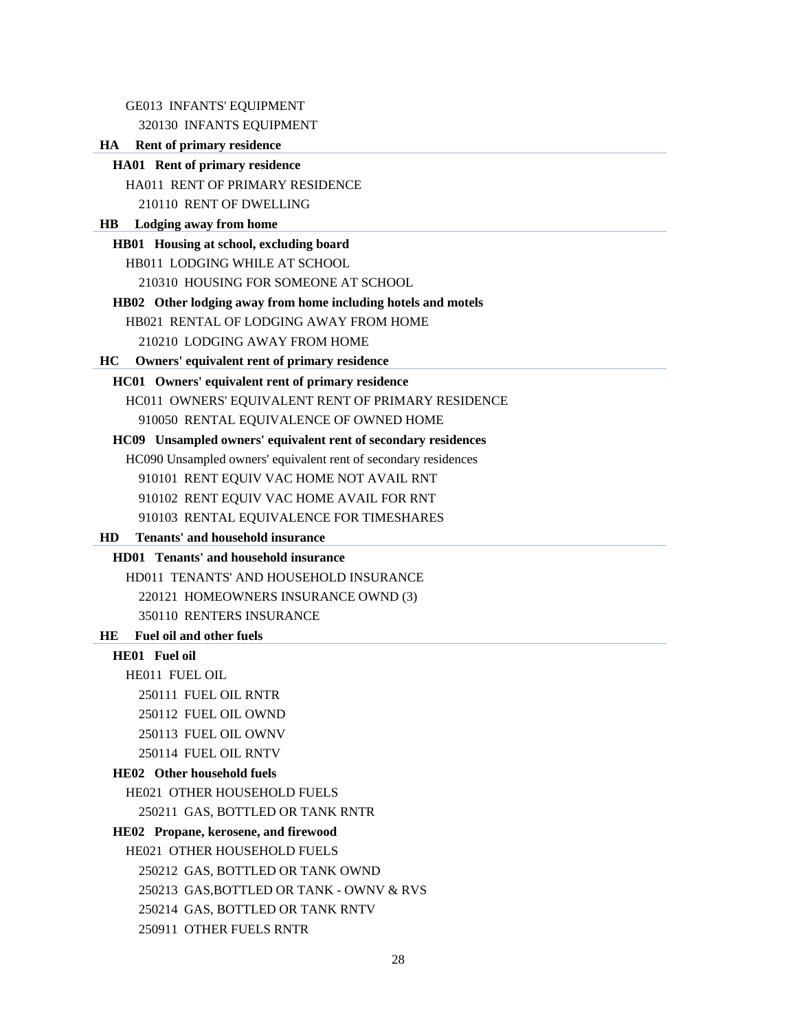GE013 INFANTS' EQUIPMENT

320130 INFANTS EQUIPMENT

## HA Rent of primary residence

### HA01 Rent of primary residence

HA011 RENT OF PRIMARY RESIDENCE

210110 RENT OF DWELLING

## HB Lodging away from home

### HB01 Housing at school, excluding board

HB011 LODGING WHILE AT SCHOOL

210310 HOUSING FOR SOMEONE AT SCHOOL

### HB02 Other lodging away from home including hotels and motels

HB021 RENTAL OF LODGING AWAY FROM HOME

210210 LODGING AWAY FROM HOME

## HC Owners' equivalent rent of primary residence

### HC01 Owners' equivalent rent of primary residence

HC011 OWNERS' EQUIVALENT RENT OF PRIMARY RESIDENCE

910050 RENTAL EQUIVALENCE OF OWNED HOME

### HC09 Unsampled owners' equivalent rent of secondary residences

HC090 Unsampled owners' equivalent rent of secondary residences

910101 RENT EQUIV VAC HOME NOT AVAIL RNT

910102 RENT EQUIV VAC HOME AVAIL FOR RNT

910103 RENTAL EQUIVALENCE FOR TIMESHARES

## HD Tenants' and household insurance

### HD01 Tenants' and household insurance

HD011 TENANTS' AND HOUSEHOLD INSURANCE

220121 HOMEOWNERS INSURANCE OWND (3)

350110 RENTERS INSURANCE

## HE Fuel oil and other fuels

### HE01 Fuel oil

HE011 FUEL OIL

250111 FUEL OIL RNTR

250112 FUEL OIL OWND

250113 FUEL OIL OWNV

250114 FUEL OIL RNTV

### HE02 Other household fuels

HE021 OTHER HOUSEHOLD FUELS

250211 GAS, BOTTLED OR TANK RNTR

### HE02 Propane, kerosene, and firewood

HE021 OTHER HOUSEHOLD FUELS

250212 GAS, BOTTLED OR TANK OWND

250213 GAS,BOTTLED OR TANK - OWNV & RVS

250214 GAS, BOTTLED OR TANK RNTV

250911 OTHER FUELS RNTR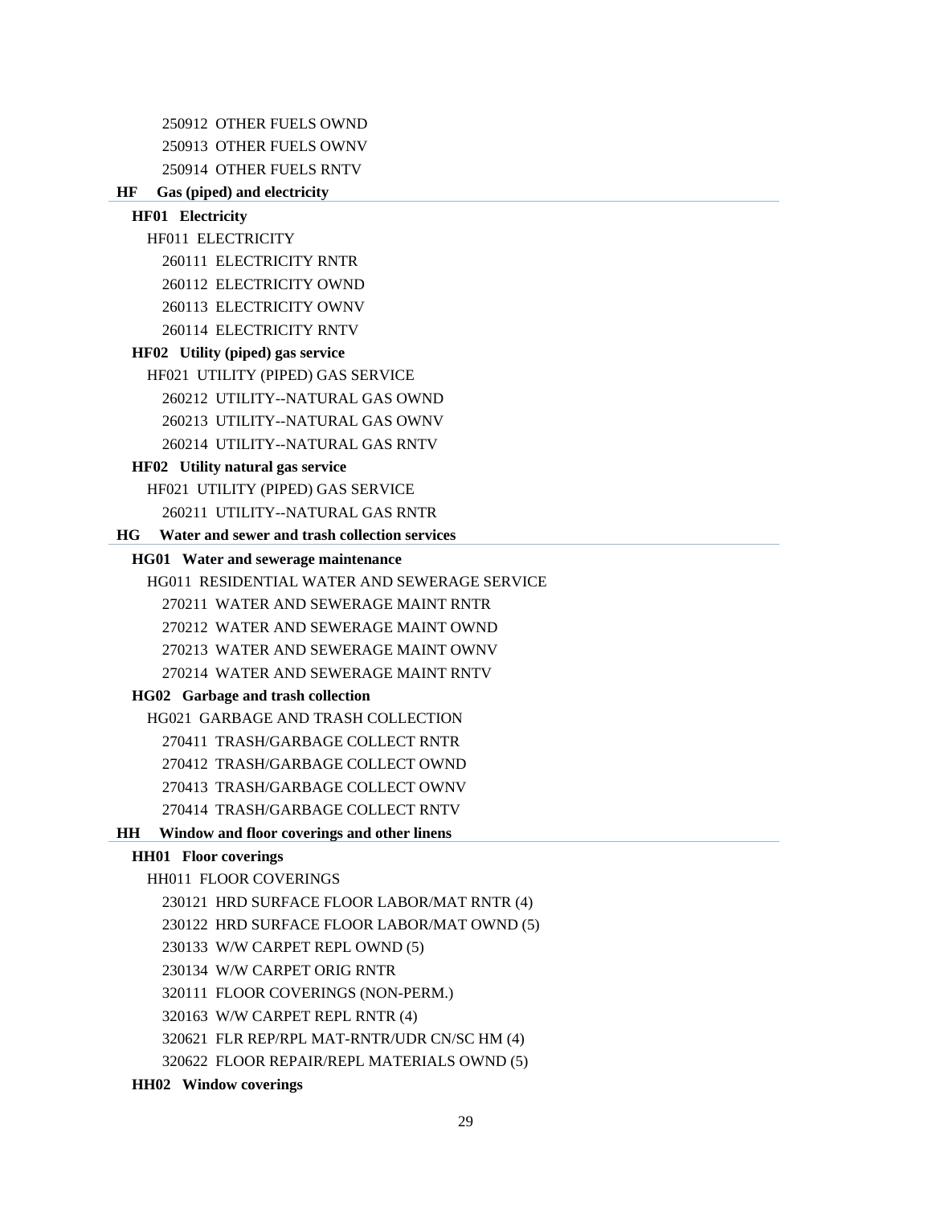250912 OTHER FUELS OWND

250913 OTHER FUELS OWNV

250914 OTHER FUELS RNTV

## HF Gas (piped) and electricity

### HF01 Electricity

HF011 ELECTRICITY

260111 ELECTRICITY RNTR

260112 ELECTRICITY OWND

260113 ELECTRICITY OWNV

260114 ELECTRICITY RNTV

### HF02 Utility (piped) gas service

HF021 UTILITY (PIPED) GAS SERVICE

260212 UTILITY--NATURAL GAS OWND

260213 UTILITY--NATURAL GAS OWNV

260214 UTILITY--NATURAL GAS RNTV

### HF02 Utility natural gas service

HF021 UTILITY (PIPED) GAS SERVICE

260211 UTILITY--NATURAL GAS RNTR

## HG Water and sewer and trash collection services

### HG01 Water and sewerage maintenance

HG011 RESIDENTIAL WATER AND SEWERAGE SERVICE

270211 WATER AND SEWERAGE MAINT RNTR

270212 WATER AND SEWERAGE MAINT OWND

270213 WATER AND SEWERAGE MAINT OWNV

270214 WATER AND SEWERAGE MAINT RNTV

### HG02 Garbage and trash collection

HG021 GARBAGE AND TRASH COLLECTION

270411 TRASH/GARBAGE COLLECT RNTR

270412 TRASH/GARBAGE COLLECT OWND

270413 TRASH/GARBAGE COLLECT OWNV

270414 TRASH/GARBAGE COLLECT RNTV

## HH Window and floor coverings and other linens

### HH01 Floor coverings

HH011 FLOOR COVERINGS

230121 HRD SURFACE FLOOR LABOR/MAT RNTR (4)

230122 HRD SURFACE FLOOR LABOR/MAT OWND (5)

230133 W/W CARPET REPL OWND (5)

230134 W/W CARPET ORIG RNTR

320111 FLOOR COVERINGS (NON-PERM.)

320163 W/W CARPET REPL RNTR (4)

320621 FLR REP/RPL MAT-RNTR/UDR CN/SC HM (4)

320622 FLOOR REPAIR/REPL MATERIALS OWND (5)

### HH02 Window coverings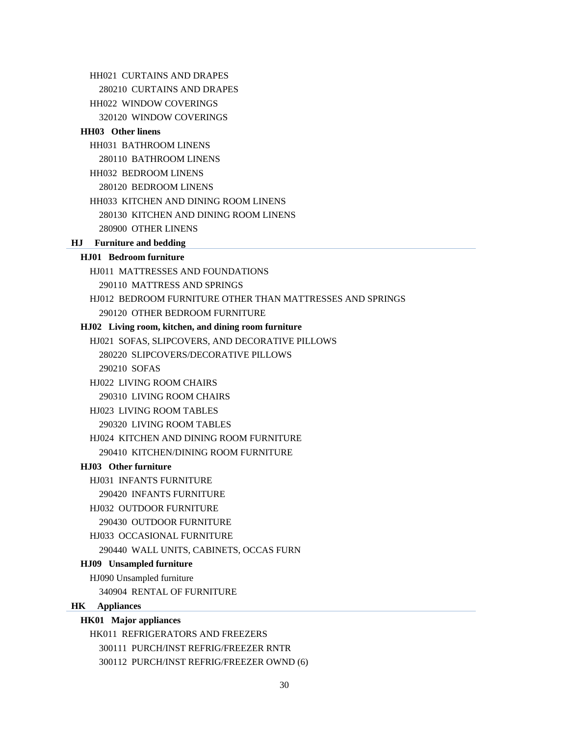- HH021 CURTAINS AND DRAPES
  - 280210 CURTAINS AND DRAPES
- HH022 WINDOW COVERINGS
  - 320120 WINDOW COVERINGS

**HH03 Other linens**

- HH031 BATHROOM LINENS
  - 280110 BATHROOM LINENS
- HH032 BEDROOM LINENS
  - 280120 BEDROOM LINENS
- HH033 KITCHEN AND DINING ROOM LINENS
  - 280130 KITCHEN AND DINING ROOM LINENS
  - 280900 OTHER LINENS

## HJ Furniture and bedding

**HJ01 Bedroom furniture**

- HJ011 MATTRESSES AND FOUNDATIONS
  - 290110 MATTRESS AND SPRINGS
- HJ012 BEDROOM FURNITURE OTHER THAN MATTRESSES AND SPRINGS
  - 290120 OTHER BEDROOM FURNITURE

**HJ02 Living room, kitchen, and dining room furniture**

- HJ021 SOFAS, SLIPCOVERS, AND DECORATIVE PILLOWS
  - 280220 SLIPCOVERS/DECORATIVE PILLOWS
  - 290210 SOFAS
- HJ022 LIVING ROOM CHAIRS
  - 290310 LIVING ROOM CHAIRS
- HJ023 LIVING ROOM TABLES
  - 290320 LIVING ROOM TABLES
- HJ024 KITCHEN AND DINING ROOM FURNITURE
  - 290410 KITCHEN/DINING ROOM FURNITURE

**HJ03 Other furniture**

- HJ031 INFANTS FURNITURE
  - 290420 INFANTS FURNITURE
- HJ032 OUTDOOR FURNITURE
  - 290430 OUTDOOR FURNITURE
- HJ033 OCCASIONAL FURNITURE
  - 290440 WALL UNITS, CABINETS, OCCAS FURN

**HJ09 Unsampled furniture**

- HJ090 Unsampled furniture
  - 340904 RENTAL OF FURNITURE

## HK Appliances

**HK01 Major appliances**

- HK011 REFRIGERATORS AND FREEZERS
  - 300111 PURCH/INST REFRIG/FREEZER RNTR
  - 300112 PURCH/INST REFRIG/FREEZER OWND (6)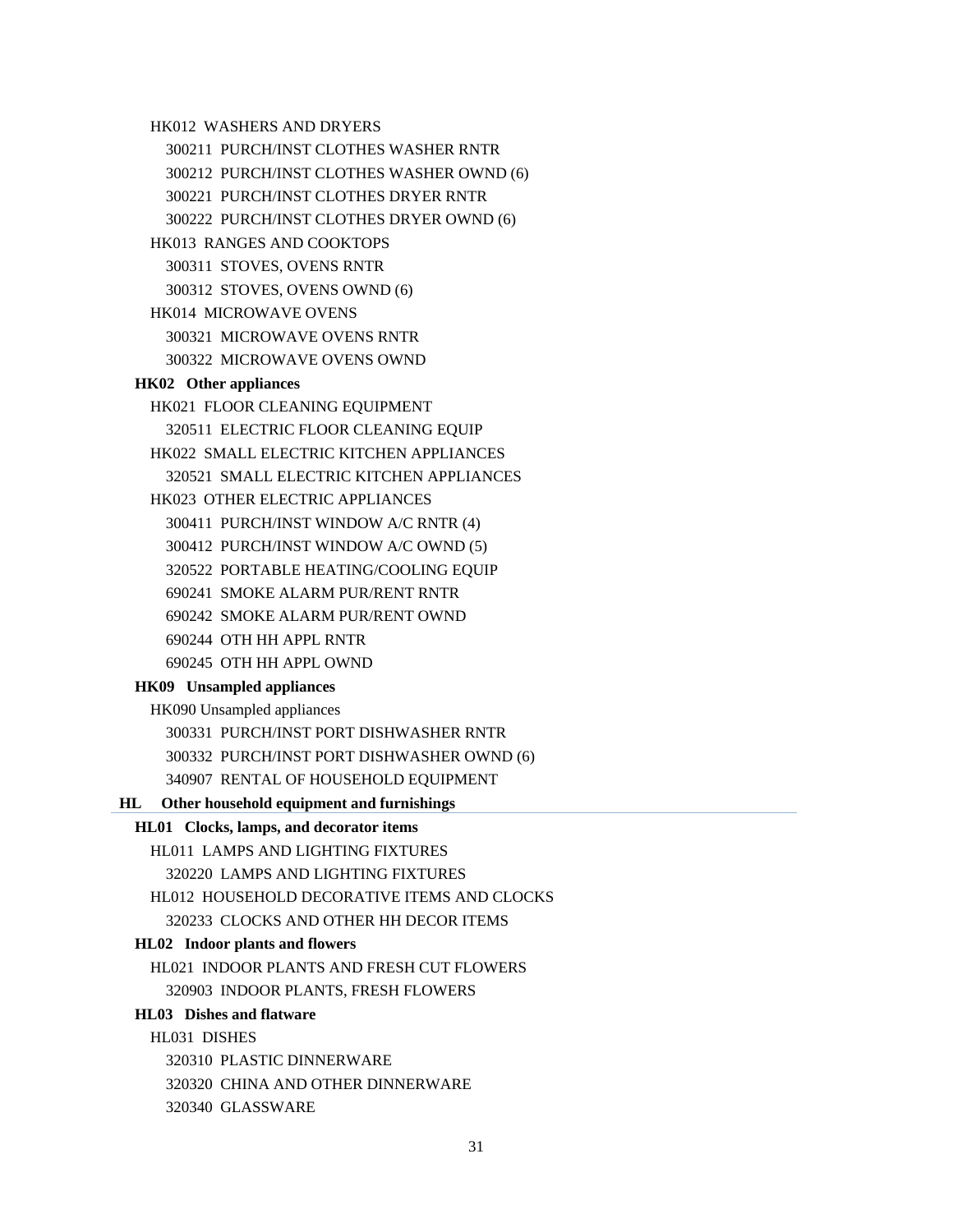HK012 WASHERS AND DRYERS

300211 PURCH/INST CLOTHES WASHER RNTR

300212 PURCH/INST CLOTHES WASHER OWND (6)

300221 PURCH/INST CLOTHES DRYER RNTR

300222 PURCH/INST CLOTHES DRYER OWND (6)

HK013 RANGES AND COOKTOPS

300311 STOVES, OVENS RNTR

300312 STOVES, OVENS OWND (6)

HK014 MICROWAVE OVENS

300321 MICROWAVE OVENS RNTR

300322 MICROWAVE OVENS OWND

**HK02 Other appliances**

HK021 FLOOR CLEANING EQUIPMENT

320511 ELECTRIC FLOOR CLEANING EQUIP

HK022 SMALL ELECTRIC KITCHEN APPLIANCES

320521 SMALL ELECTRIC KITCHEN APPLIANCES

HK023 OTHER ELECTRIC APPLIANCES

300411 PURCH/INST WINDOW A/C RNTR (4)

300412 PURCH/INST WINDOW A/C OWND (5)

320522 PORTABLE HEATING/COOLING EQUIP

690241 SMOKE ALARM PUR/RENT RNTR

690242 SMOKE ALARM PUR/RENT OWND

690244 OTH HH APPL RNTR

690245 OTH HH APPL OWND

**HK09 Unsampled appliances**

HK090 Unsampled appliances

300331 PURCH/INST PORT DISHWASHER RNTR

300332 PURCH/INST PORT DISHWASHER OWND (6)

340907 RENTAL OF HOUSEHOLD EQUIPMENT

**HL Other household equipment and furnishings**

**HL01 Clocks, lamps, and decorator items**

HL011 LAMPS AND LIGHTING FIXTURES

320220 LAMPS AND LIGHTING FIXTURES

HL012 HOUSEHOLD DECORATIVE ITEMS AND CLOCKS

320233 CLOCKS AND OTHER HH DECOR ITEMS

**HL02 Indoor plants and flowers**

HL021 INDOOR PLANTS AND FRESH CUT FLOWERS

320903 INDOOR PLANTS, FRESH FLOWERS

**HL03 Dishes and flatware**

HL031 DISHES

320310 PLASTIC DINNERWARE

320320 CHINA AND OTHER DINNERWARE

320340 GLASSWARE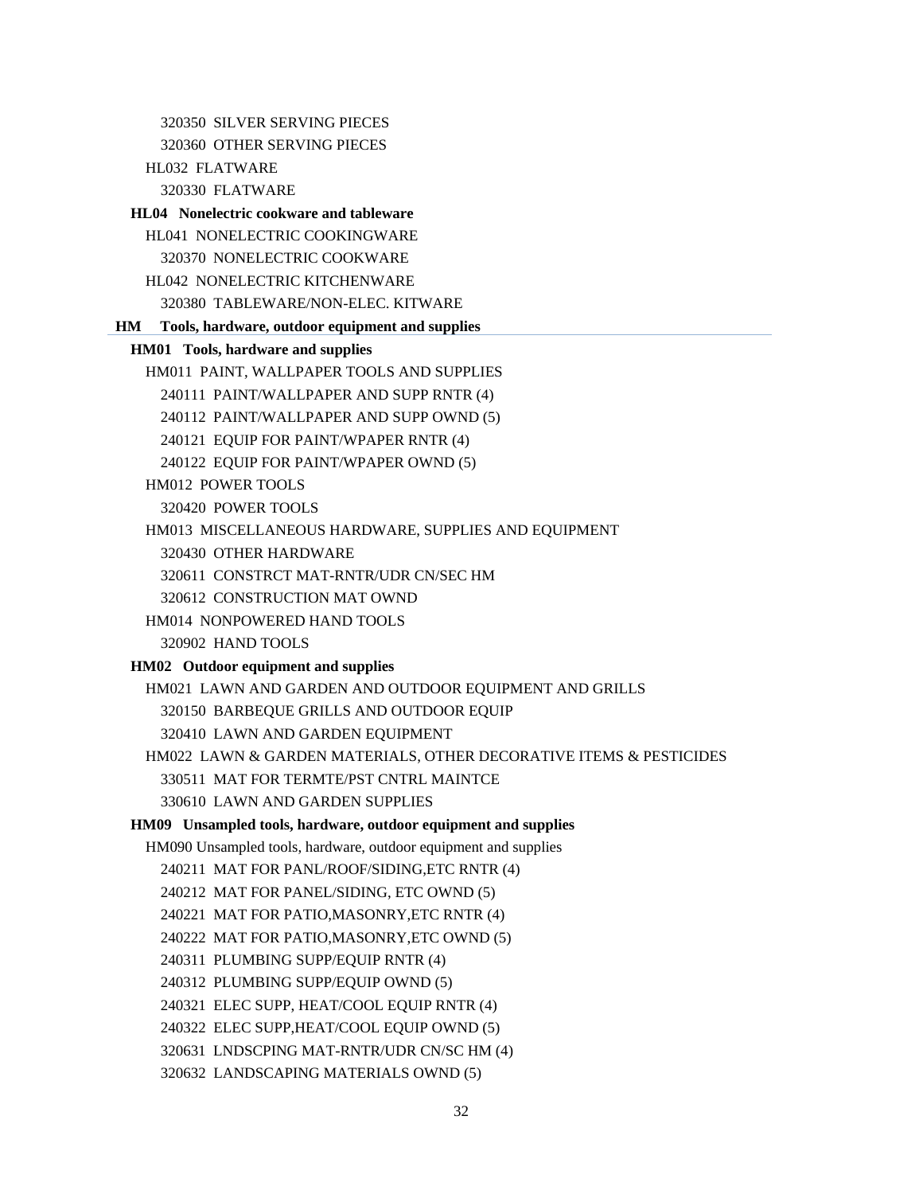320350 SILVER SERVING PIECES

320360 OTHER SERVING PIECES

HL032 FLATWARE

320330 FLATWARE

**HL04 Nonelectric cookware and tableware**

HL041 NONELECTRIC COOKINGWARE

320370 NONELECTRIC COOKWARE

HL042 NONELECTRIC KITCHENWARE

320380 TABLEWARE/NON-ELEC. KITWARE

## HM Tools, hardware, outdoor equipment and supplies

**HM01 Tools, hardware and supplies**

HM011 PAINT, WALLPAPER TOOLS AND SUPPLIES

240111 PAINT/WALLPAPER AND SUPP RNTR (4)

240112 PAINT/WALLPAPER AND SUPP OWND (5)

240121 EQUIP FOR PAINT/WPAPER RNTR (4)

240122 EQUIP FOR PAINT/WPAPER OWND (5)

HM012 POWER TOOLS

320420 POWER TOOLS

HM013 MISCELLANEOUS HARDWARE, SUPPLIES AND EQUIPMENT

320430 OTHER HARDWARE

320611 CONSTRCT MAT-RNTR/UDR CN/SEC HM

320612 CONSTRUCTION MAT OWND

HM014 NONPOWERED HAND TOOLS

320902 HAND TOOLS

**HM02 Outdoor equipment and supplies**

HM021 LAWN AND GARDEN AND OUTDOOR EQUIPMENT AND GRILLS

320150 BARBEQUE GRILLS AND OUTDOOR EQUIP

320410 LAWN AND GARDEN EQUIPMENT

HM022 LAWN & GARDEN MATERIALS, OTHER DECORATIVE ITEMS & PESTICIDES

330511 MAT FOR TERMTE/PST CNTRL MAINTCE

330610 LAWN AND GARDEN SUPPLIES

**HM09 Unsampled tools, hardware, outdoor equipment and supplies**

HM090 Unsampled tools, hardware, outdoor equipment and supplies

240211 MAT FOR PANL/ROOF/SIDING,ETC RNTR (4)

240212 MAT FOR PANEL/SIDING, ETC OWND (5)

240221 MAT FOR PATIO,MASONRY,ETC RNTR (4)

240222 MAT FOR PATIO,MASONRY,ETC OWND (5)

240311 PLUMBING SUPP/EQUIP RNTR (4)

240312 PLUMBING SUPP/EQUIP OWND (5)

240321 ELEC SUPP, HEAT/COOL EQUIP RNTR (4)

240322 ELEC SUPP,HEAT/COOL EQUIP OWND (5)

320631 LNDSCPING MAT-RNTR/UDR CN/SC HM (4)

320632 LANDSCAPING MATERIALS OWND (5)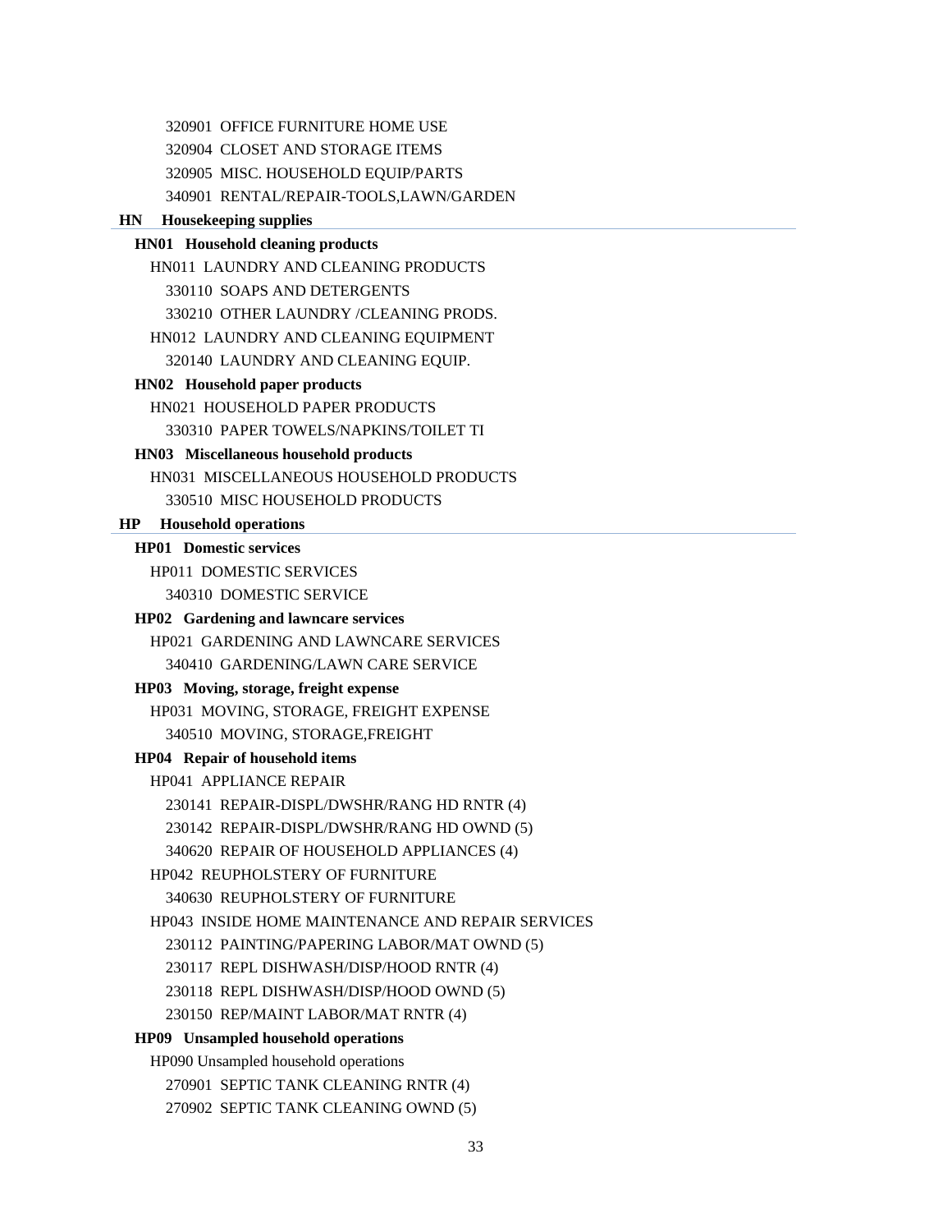320901 OFFICE FURNITURE HOME USE

320904 CLOSET AND STORAGE ITEMS

320905 MISC. HOUSEHOLD EQUIP/PARTS

340901 RENTAL/REPAIR-TOOLS,LAWN/GARDEN

**HN Housekeeping supplies**

**HN01 Household cleaning products**

HN011 LAUNDRY AND CLEANING PRODUCTS

330110 SOAPS AND DETERGENTS

330210 OTHER LAUNDRY /CLEANING PRODS.

HN012 LAUNDRY AND CLEANING EQUIPMENT

320140 LAUNDRY AND CLEANING EQUIP.

**HN02 Household paper products**

HN021 HOUSEHOLD PAPER PRODUCTS

330310 PAPER TOWELS/NAPKINS/TOILET TI

**HN03 Miscellaneous household products**

HN031 MISCELLANEOUS HOUSEHOLD PRODUCTS

330510 MISC HOUSEHOLD PRODUCTS

**HP Household operations**

**HP01 Domestic services**

HP011 DOMESTIC SERVICES

340310 DOMESTIC SERVICE

**HP02 Gardening and lawncare services**

HP021 GARDENING AND LAWNCARE SERVICES

340410 GARDENING/LAWN CARE SERVICE

**HP03 Moving, storage, freight expense**

HP031 MOVING, STORAGE, FREIGHT EXPENSE

340510 MOVING, STORAGE,FREIGHT

**HP04 Repair of household items**

HP041 APPLIANCE REPAIR

230141 REPAIR-DSPL/DWSHR/RANG HD RNTR (4)

230142 REPAIR-DSPL/DWSHR/RANG HD OWND (5)

340620 REPAIR OF HOUSEHOLD APPLIANCES (4)

HP042 REUPHOLSTERY OF FURNITURE

340630 REUPHOLSTERY OF FURNITURE

HP043 INSIDE HOME MAINTENANCE AND REPAIR SERVICES

230112 PAINTING/PAPERING LABOR/MAT OWND (5)

230117 REPL DISHWASH/DISP/HOOD RNTR (4)

230118 REPL DISHWASH/DISP/HOOD OWND (5)

230150 REP/MAINT LABOR/MAT RNTR (4)

**HP09 Unsampled household operations**

HP090 Unsampled household operations

270901 SEPTIC TANK CLEANING RNTR (4)

270902 SEPTIC TANK CLEANING OWND (5)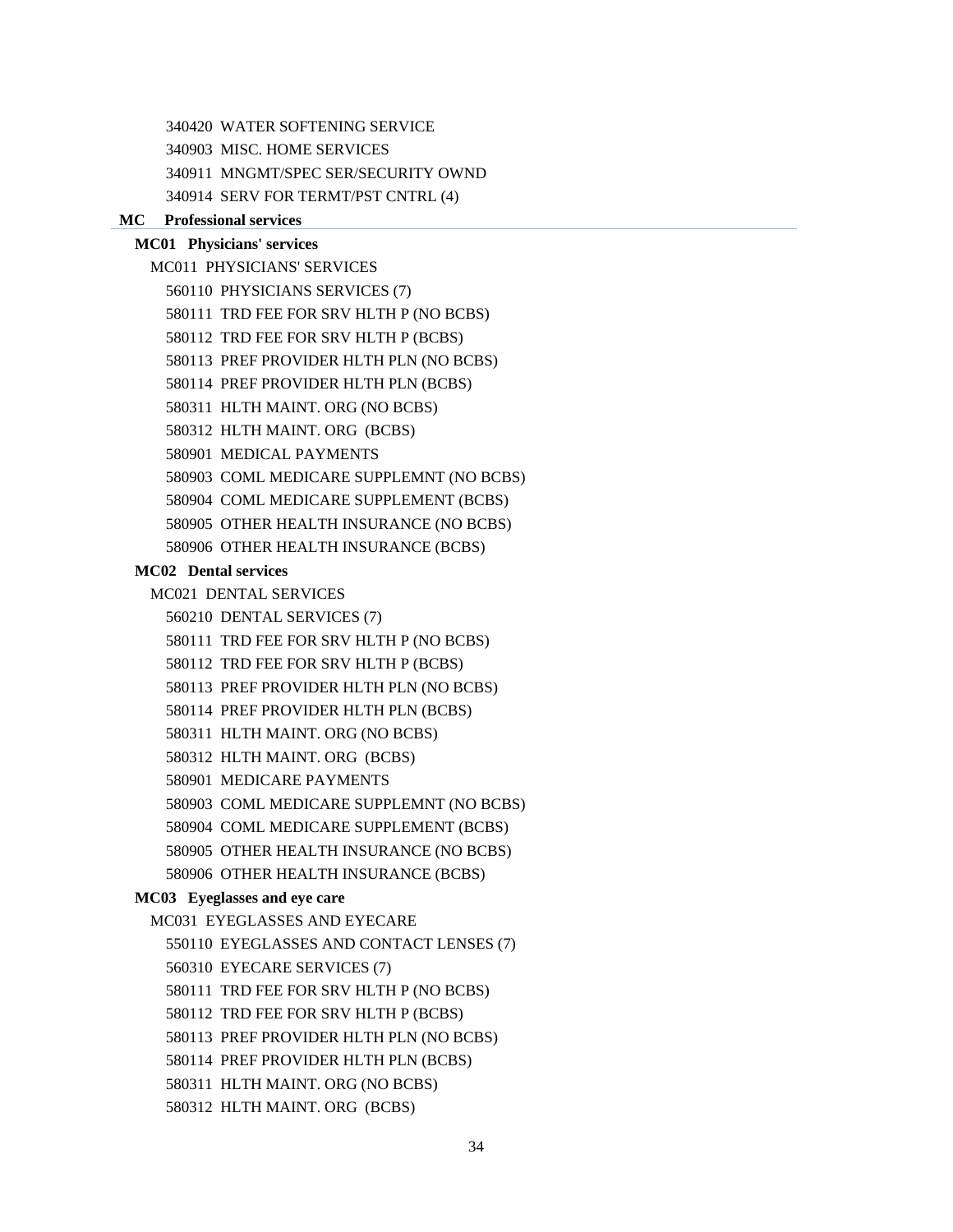340420 WATER SOFTENING SERVICE

340903 MISC. HOME SERVICES

340911 MNGMT/SPEC SER/SECURITY OWND

340914 SERV FOR TERMT/PST CNTRL (4)

## MC Professional services

### MC01 Physicians' services

MC011 PHYSICIANS' SERVICES

560110 PHYSICIANS SERVICES (7)

580111 TRD FEE FOR SRV HLTH P (NO BCBS)

580112 TRD FEE FOR SRV HLTH P (BCBS)

580113 PREF PROVIDER HLTH PLN (NO BCBS)

580114 PREF PROVIDER HLTH PLN (BCBS)

580311 HLTH MAINT. ORG (NO BCBS)

580312 HLTH MAINT. ORG (BCBS)

580901 MEDICAL PAYMENTS

580903 COML MEDICARE SUPPLEMNT (NO BCBS)

580904 COML MEDICARE SUPPLEMENT (BCBS)

580905 OTHER HEALTH INSURANCE (NO BCBS)

580906 OTHER HEALTH INSURANCE (BCBS)

### MC02 Dental services

MC021 DENTAL SERVICES

560210 DENTAL SERVICES (7)

580111 TRD FEE FOR SRV HLTH P (NO BCBS)

580112 TRD FEE FOR SRV HLTH P (BCBS)

580113 PREF PROVIDER HLTH PLN (NO BCBS)

580114 PREF PROVIDER HLTH PLN (BCBS)

580311 HLTH MAINT. ORG (NO BCBS)

580312 HLTH MAINT. ORG (BCBS)

580901 MEDICARE PAYMENTS

580903 COML MEDICARE SUPPLEMNT (NO BCBS)

580904 COML MEDICARE SUPPLEMENT (BCBS)

580905 OTHER HEALTH INSURANCE (NO BCBS)

580906 OTHER HEALTH INSURANCE (BCBS)

### MC03 Eyeglasses and eye care

MC031 EYEGLASSES AND EYECARE

550110 EYEGLASSES AND CONTACT LENSES (7)

560310 EYECARE SERVICES (7)

580111 TRD FEE FOR SRV HLTH P (NO BCBS)

580112 TRD FEE FOR SRV HLTH P (BCBS)

580113 PREF PROVIDER HLTH PLN (NO BCBS)

580114 PREF PROVIDER HLTH PLN (BCBS)

580311 HLTH MAINT. ORG (NO BCBS)

580312 HLTH MAINT. ORG (BCBS)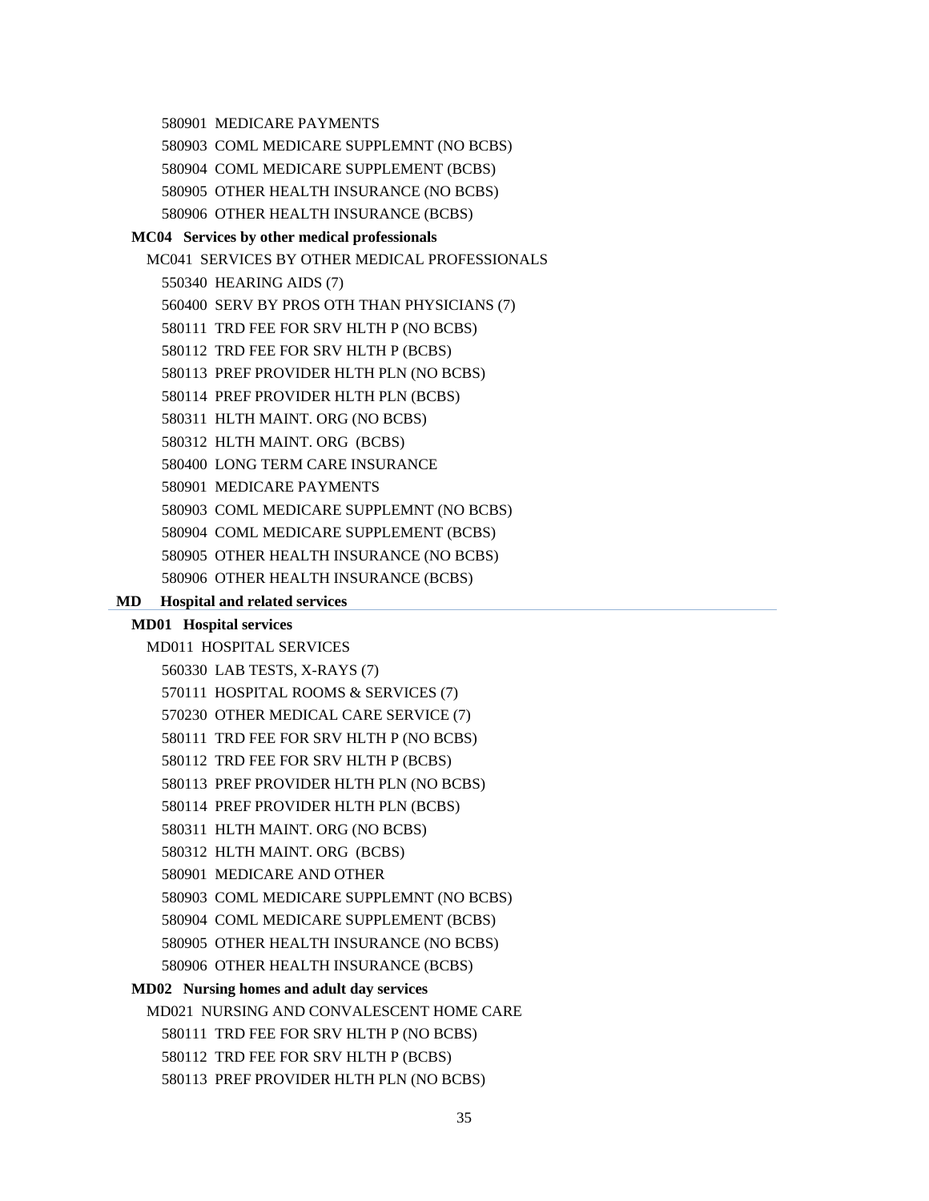580901 MEDICARE PAYMENTS

580903 COML MEDICARE SUPPLEMNT (NO BCBS)

580904 COML MEDICARE SUPPLEMENT (BCBS)

580905 OTHER HEALTH INSURANCE (NO BCBS)

580906 OTHER HEALTH INSURANCE (BCBS)

**MC04 Services by other medical professionals**

MC041 SERVICES BY OTHER MEDICAL PROFESSIONALS

550340 HEARING AIDS (7)

560400 SERV BY PROS OTH THAN PHYSICIANS (7)

580111 TRD FEE FOR SRV HLTH P (NO BCBS)

580112 TRD FEE FOR SRV HLTH P (BCBS)

580113 PREF PROVIDER HLTH PLN (NO BCBS)

580114 PREF PROVIDER HLTH PLN (BCBS)

580311 HLTH MAINT. ORG (NO BCBS)

580312 HLTH MAINT. ORG (BCBS)

580400 LONG TERM CARE INSURANCE

580901 MEDICARE PAYMENTS

580903 COML MEDICARE SUPPLEMNT (NO BCBS)

580904 COML MEDICARE SUPPLEMENT (BCBS)

580905 OTHER HEALTH INSURANCE (NO BCBS)

580906 OTHER HEALTH INSURANCE (BCBS)

**MD Hospital and related services**

**MD01 Hospital services**

MD011 HOSPITAL SERVICES

560330 LAB TESTS, X-RAYS (7)

570111 HOSPITAL ROOMS & SERVICES (7)

570230 OTHER MEDICAL CARE SERVICE (7)

580111 TRD FEE FOR SRV HLTH P (NO BCBS)

580112 TRD FEE FOR SRV HLTH P (BCBS)

580113 PREF PROVIDER HLTH PLN (NO BCBS)

580114 PREF PROVIDER HLTH PLN (BCBS)

580311 HLTH MAINT. ORG (NO BCBS)

580312 HLTH MAINT. ORG (BCBS)

580901 MEDICARE AND OTHER

580903 COML MEDICARE SUPPLEMNT (NO BCBS)

580904 COML MEDICARE SUPPLEMENT (BCBS)

580905 OTHER HEALTH INSURANCE (NO BCBS)

580906 OTHER HEALTH INSURANCE (BCBS)

**MD02 Nursing homes and adult day services**

MD021 NURSING AND CONVALESCENT HOME CARE

580111 TRD FEE FOR SRV HLTH P (NO BCBS)

580112 TRD FEE FOR SRV HLTH P (BCBS)

580113 PREF PROVIDER HLTH PLN (NO BCBS)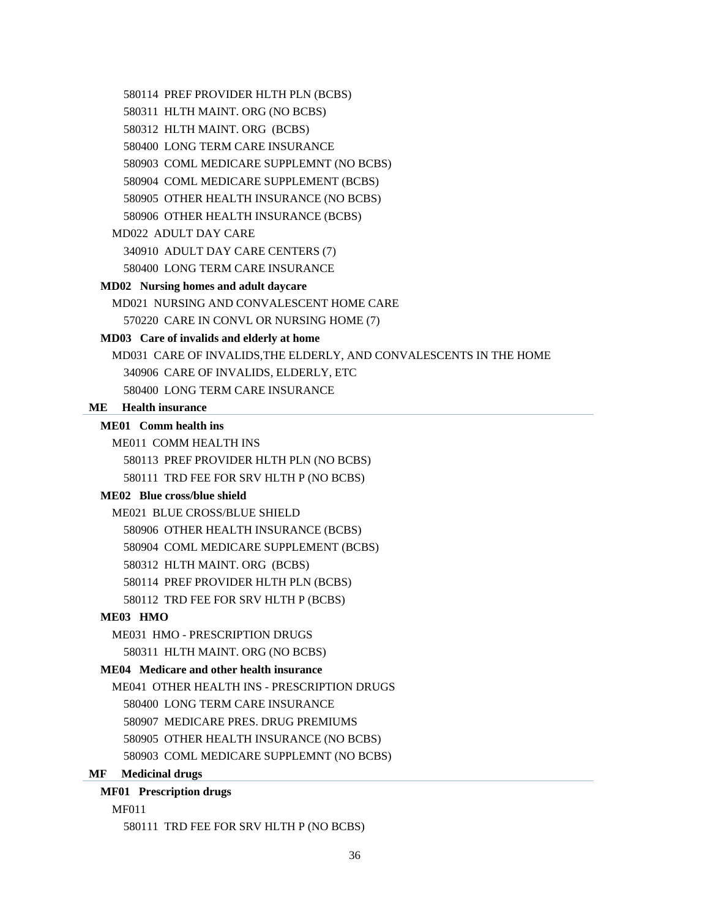580114 PREF PROVIDER HLTH PLN (BCBS)

580311 HLTH MAINT. ORG (NO BCBS)

580312 HLTH MAINT. ORG (BCBS)

580400 LONG TERM CARE INSURANCE

580903 COML MEDICARE SUPPLEMNT (NO BCBS)

580904 COML MEDICARE SUPPLEMENT (BCBS)

580905 OTHER HEALTH INSURANCE (NO BCBS)

580906 OTHER HEALTH INSURANCE (BCBS)

MD022 ADULT DAY CARE

340910 ADULT DAY CARE CENTERS (7)

580400 LONG TERM CARE INSURANCE

**MD02 Nursing homes and adult daycare**

MD021 NURSING AND CONVALESCENT HOME CARE

570220 CARE IN CONVL OR NURSING HOME (7)

**MD03 Care of invalids and elderly at home**

MD031 CARE OF INVALIDS,THE ELDERLY, AND CONVALESCENTS IN THE HOME

340906 CARE OF INVALIDS, ELDERLY, ETC

580400 LONG TERM CARE INSURANCE

**ME Health insurance**

**ME01 Comm health ins**

ME011 COMM HEALTH INS

580113 PREF PROVIDER HLTH PLN (NO BCBS)

580111 TRD FEE FOR SRV HLTH P (NO BCBS)

**ME02 Blue cross/blue shield**

ME021 BLUE CROSS/BLUE SHIELD

580906 OTHER HEALTH INSURANCE (BCBS)

580904 COML MEDICARE SUPPLEMENT (BCBS)

580312 HLTH MAINT. ORG (BCBS)

580114 PREF PROVIDER HLTH PLN (BCBS)

580112 TRD FEE FOR SRV HLTH P (BCBS)

**ME03 HMO**

ME031 HMO - PRESCRIPTION DRUGS

580311 HLTH MAINT. ORG (NO BCBS)

**ME04 Medicare and other health insurance**

ME041 OTHER HEALTH INS - PRESCRIPTION DRUGS

580400 LONG TERM CARE INSURANCE

580907 MEDICARE PRES. DRUG PREMIUMS

580905 OTHER HEALTH INSURANCE (NO BCBS)

580903 COML MEDICARE SUPPLEMNT (NO BCBS)

**MF Medicinal drugs**

**MF01 Prescription drugs**

MF011

580111 TRD FEE FOR SRV HLTH P (NO BCBS)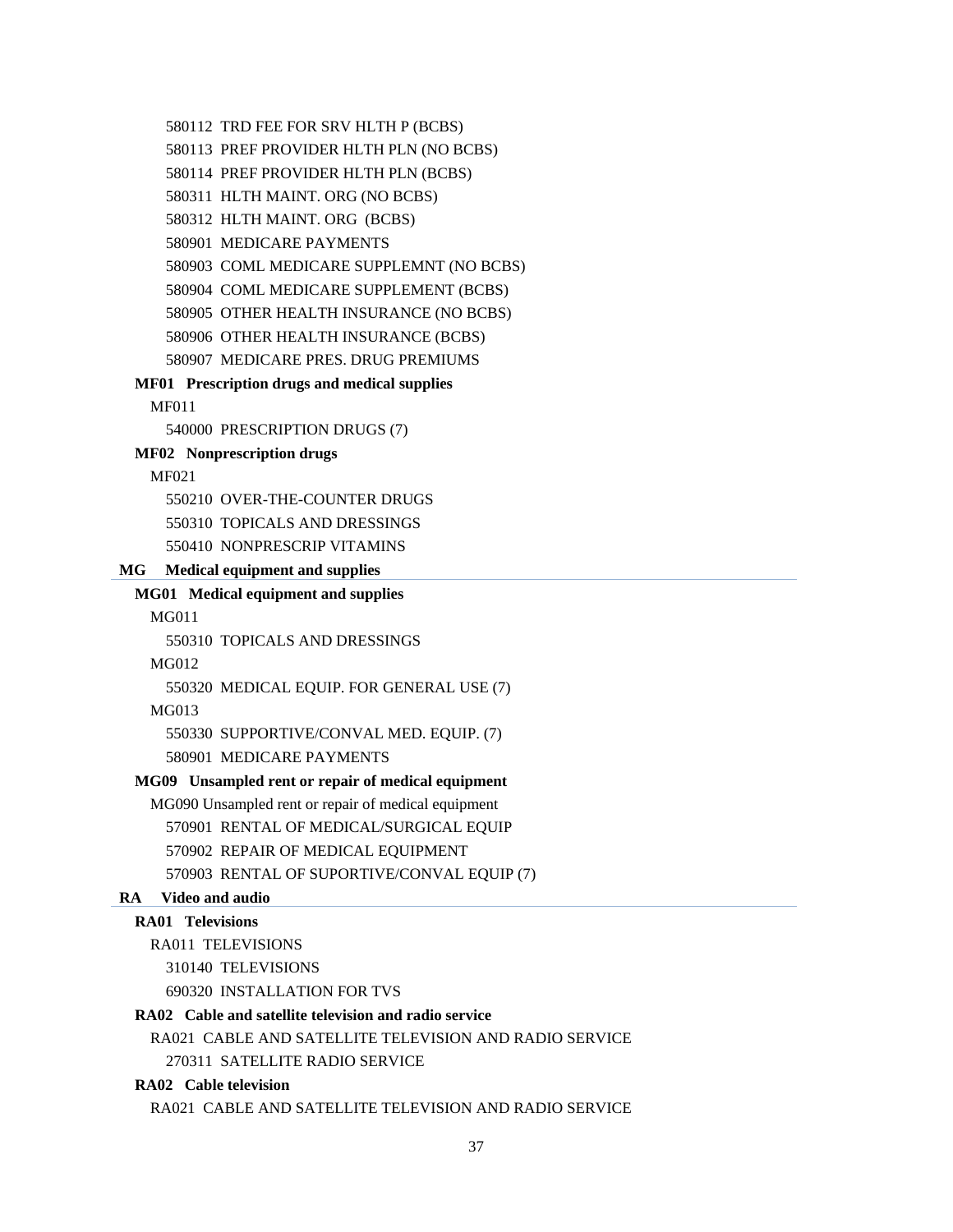580112 TRD FEE FOR SRV HLTH P (BCBS)

580113 PREF PROVIDER HLTH PLN (NO BCBS)

580114 PREF PROVIDER HLTH PLN (BCBS)

580311 HLTH MAINT. ORG (NO BCBS)

580312 HLTH MAINT. ORG (BCBS)

580901 MEDICARE PAYMENTS

580903 COML MEDICARE SUPPLEMNT (NO BCBS)

580904 COML MEDICARE SUPPLEMENT (BCBS)

580905 OTHER HEALTH INSURANCE (NO BCBS)

580906 OTHER HEALTH INSURANCE (BCBS)

580907 MEDICARE PRES. DRUG PREMIUMS

**MF01 Prescription drugs and medical supplies**

MF011

540000 PRESCRIPTION DRUGS (7)

**MF02 Nonprescription drugs**

MF021

550210 OVER-THE-COUNTER DRUGS

550310 TOPICALS AND DRESSINGS

550410 NONPRESCRIP VITAMINS

**MG Medical equipment and supplies**

**MG01 Medical equipment and supplies**

MG011

550310 TOPICALS AND DRESSINGS

MG012

550320 MEDICAL EQUIP. FOR GENERAL USE (7)

MG013

550330 SUPPORTIVE/CONVAL MED. EQUIP. (7)

580901 MEDICARE PAYMENTS

**MG09 Unsampled rent or repair of medical equipment**

MG090 Unsampled rent or repair of medical equipment

570901 RENTAL OF MEDICAL/SURGICAL EQUIP

570902 REPAIR OF MEDICAL EQUIPMENT

570903 RENTAL OF SUPORTIVE/CONVAL EQUIP (7)

**RA Video and audio**

**RA01 Televisions**

RA011 TELEVISIONS

310140 TELEVISIONS

690320 INSTALLATION FOR TVS

**RA02 Cable and satellite television and radio service**

RA021 CABLE AND SATELLITE TELEVISION AND RADIO SERVICE

270311 SATELLITE RADIO SERVICE

**RA02 Cable television**

RA021 CABLE AND SATELLITE TELEVISION AND RADIO SERVICE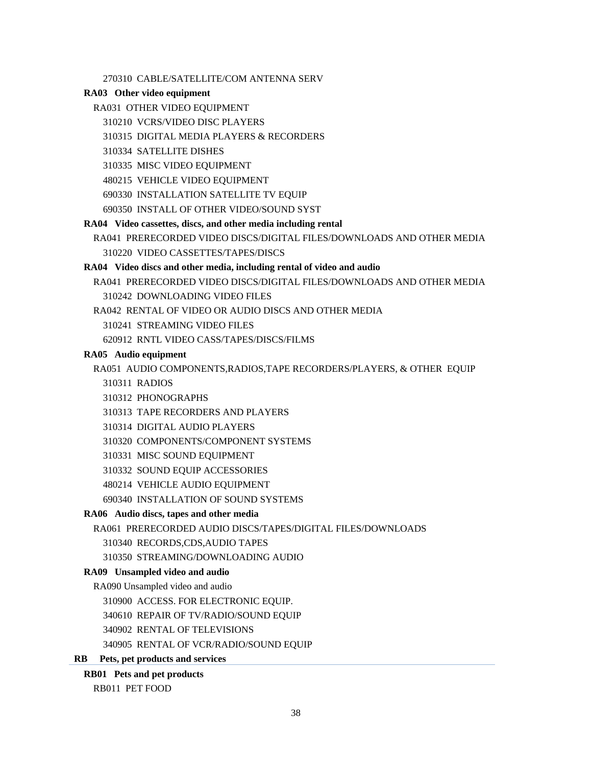270310 CABLE/SATELLITE/COM ANTENNA SERV

**RA03 Other video equipment**

RA031 OTHER VIDEO EQUIPMENT

310210 VCRS/VIDEO DISC PLAYERS

310315 DIGITAL MEDIA PLAYERS & RECORDERS

310334 SATELLITE DISHES

310335 MISC VIDEO EQUIPMENT

480215 VEHICLE VIDEO EQUIPMENT

690330 INSTALLATION SATELLITE TV EQUIP

690350 INSTALL OF OTHER VIDEO/SOUND SYST

**RA04 Video cassettes, discs, and other media including rental**

RA041 PRERECORDED VIDEO DISCS/DIGITAL FILES/DOWNLOADS AND OTHER MEDIA

310220 VIDEO CASSETTES/TAPES/DISCS

**RA04 Video discs and other media, including rental of video and audio**

RA041 PRERECORDED VIDEO DISCS/DIGITAL FILES/DOWNLOADS AND OTHER MEDIA

310242 DOWNLOADING VIDEO FILES

RA042 RENTAL OF VIDEO OR AUDIO DISCS AND OTHER MEDIA

310241 STREAMING VIDEO FILES

620912 RNTL VIDEO CASS/TAPES/DISCS/FILMS

**RA05 Audio equipment**

RA051 AUDIO COMPONENTS,RADIOS,TAPE RECORDERS/PLAYERS, & OTHER EQUIP

310311 RADIOS

310312 PHONOGRAPHS

310313 TAPE RECORDERS AND PLAYERS

310314 DIGITAL AUDIO PLAYERS

310320 COMPONENTS/COMPONENT SYSTEMS

310331 MISC SOUND EQUIPMENT

310332 SOUND EQUIP ACCESSORIES

480214 VEHICLE AUDIO EQUIPMENT

690340 INSTALLATION OF SOUND SYSTEMS

**RA06 Audio discs, tapes and other media**

RA061 PRERECORDED AUDIO DISCS/TAPES/DIGITAL FILES/DOWNLOADS

310340 RECORDS,CDS,AUDIO TAPES

310350 STREAMING/DOWNLOADING AUDIO

**RA09 Unsampled video and audio**

RA090 Unsampled video and audio

310900 ACCESS. FOR ELECTRONIC EQUIP.

340610 REPAIR OF TV/RADIO/SOUND EQUIP

340902 RENTAL OF TELEVISIONS

340905 RENTAL OF VCR/RADIO/SOUND EQUIP

**RB Pets, pet products and services**

**RB01 Pets and pet products**

RB011 PET FOOD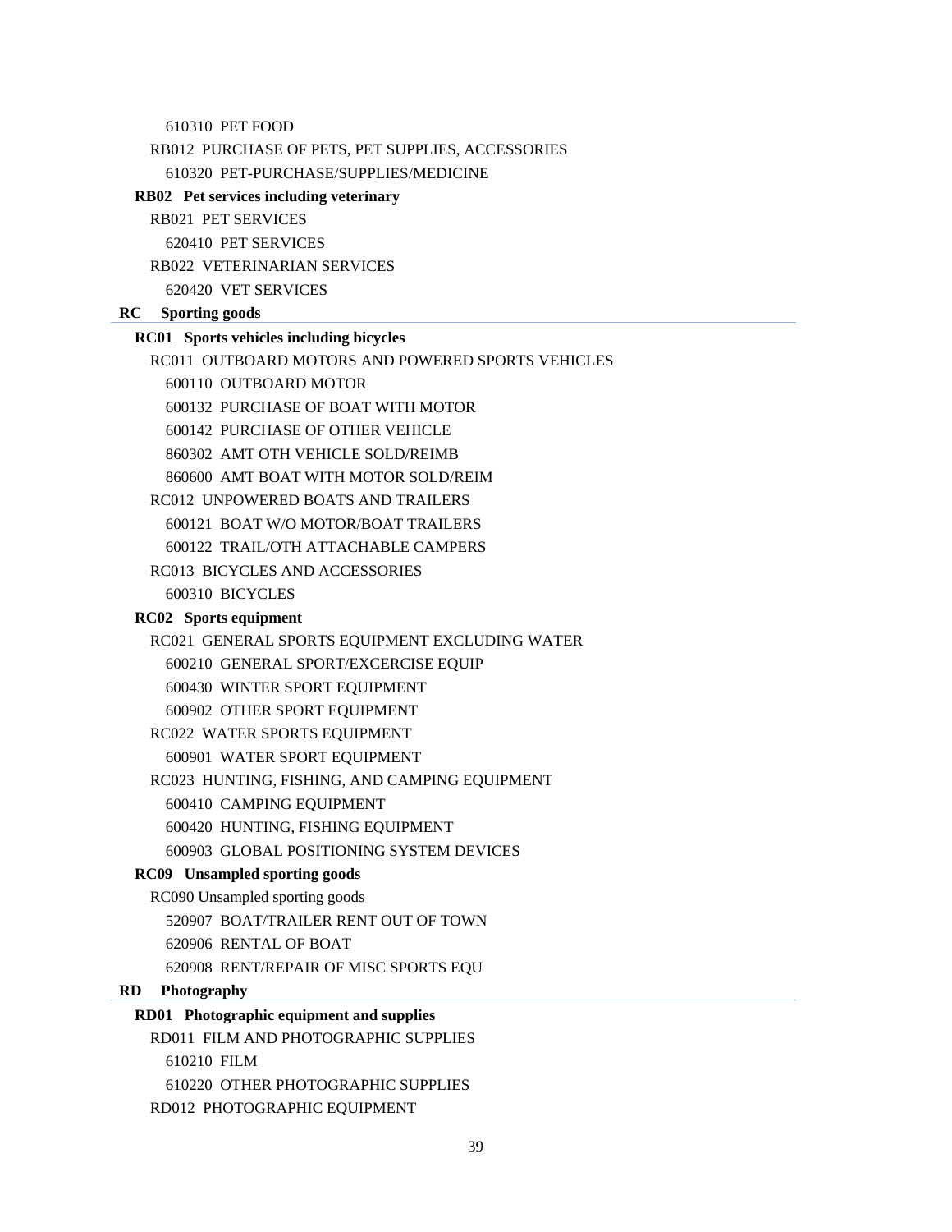610310 PET FOOD

RB012 PURCHASE OF PETS, PET SUPPLIES, ACCESSORIES

610320 PET-PURCHASE/SUPPLIES/MEDICINE

**RB02 Pet services including veterinary**

RB021 PET SERVICES

620410 PET SERVICES

RB022 VETERINARIAN SERVICES

620420 VET SERVICES

## RC Sporting goods

**RC01 Sports vehicles including bicycles**

RC011 OUTBOARD MOTORS AND POWERED SPORTS VEHICLES

600110 OUTBOARD MOTOR

600132 PURCHASE OF BOAT WITH MOTOR

600142 PURCHASE OF OTHER VEHICLE

860302 AMT OTH VEHICLE SOLD/REIMB

860600 AMT BOAT WITH MOTOR SOLD/REIM

RC012 UNPOWERED BOATS AND TRAILERS

600121 BOAT W/O MOTOR/BOAT TRAILERS

600122 TRAIL/OTH ATTACHABLE CAMPERS

RC013 BICYCLES AND ACCESSORIES

600310 BICYCLES

**RC02 Sports equipment**

RC021 GENERAL SPORTS EQUIPMENT EXCLUDING WATER

600210 GENERAL SPORT/EXCERCISE EQUIP

600430 WINTER SPORT EQUIPMENT

600902 OTHER SPORT EQUIPMENT

RC022 WATER SPORTS EQUIPMENT

600901 WATER SPORT EQUIPMENT

RC023 HUNTING, FISHING, AND CAMPING EQUIPMENT

600410 CAMPING EQUIPMENT

600420 HUNTING, FISHING EQUIPMENT

600903 GLOBAL POSITIONING SYSTEM DEVICES

**RC09 Unsampled sporting goods**

RC090 Unsampled sporting goods

520907 BOAT/TRAILER RENT OUT OF TOWN

620906 RENTAL OF BOAT

620908 RENT/REPAIR OF MISC SPORTS EQU

## RD Photography

**RD01 Photographic equipment and supplies**

RD011 FILM AND PHOTOGRAPHIC SUPPLIES

610210 FILM

610220 OTHER PHOTOGRAPHIC SUPPLIES

RD012 PHOTOGRAPHIC EQUIPMENT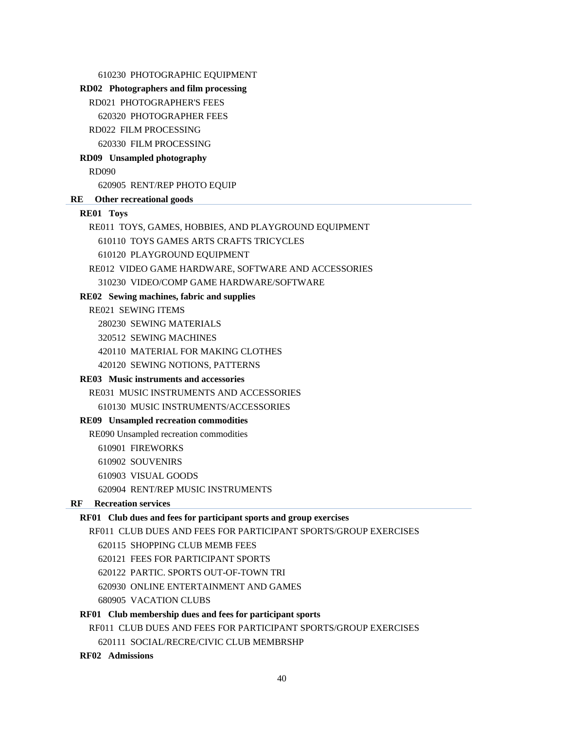610230 PHOTOGRAPHIC EQUIPMENT

**RD02 Photographers and film processing**

RD021 PHOTOGRAPHER'S FEES

620320 PHOTOGRAPHER FEES

RD022 FILM PROCESSING

620330 FILM PROCESSING

**RD09 Unsampled photography**

RD090

620905 RENT/REP PHOTO EQUIP

## RE Other recreational goods

**RE01 Toys**

RE011 TOYS, GAMES, HOBBIES, AND PLAYGROUND EQUIPMENT

610110 TOYS GAMES ARTS CRAFTS TRICYCLES

610120 PLAYGROUND EQUIPMENT

RE012 VIDEO GAME HARDWARE, SOFTWARE AND ACCESSORIES

310230 VIDEO/COMP GAME HARDWARE/SOFTWARE

**RE02 Sewing machines, fabric and supplies**

RE021 SEWING ITEMS

280230 SEWING MATERIALS

320512 SEWING MACHINES

420110 MATERIAL FOR MAKING CLOTHES

420120 SEWING NOTIONS, PATTERNS

**RE03 Music instruments and accessories**

RE031 MUSIC INSTRUMENTS AND ACCESSORIES

610130 MUSIC INSTRUMENTS/ACCESSORIES

**RE09 Unsampled recreation commodities**

RE090 Unsampled recreation commodities

610901 FIREWORKS

610902 SOUVENIRS

610903 VISUAL GOODS

620904 RENT/REP MUSIC INSTRUMENTS

## RF Recreation services

**RF01 Club dues and fees for participant sports and group exercises**

RF011 CLUB DUES AND FEES FOR PARTICIPANT SPORTS/GROUP EXERCISES

620115 SHOPPING CLUB MEMB FEES

620121 FEES FOR PARTICIPANT SPORTS

620122 PARTIC. SPORTS OUT-OF-TOWN TRI

620930 ONLINE ENTERTAINMENT AND GAMES

680905 VACATION CLUBS

**RF01 Club membership dues and fees for participant sports**

RF011 CLUB DUES AND FEES FOR PARTICIPANT SPORTS/GROUP EXERCISES

620111 SOCIAL/RECRE/CIVIC CLUB MEMBRSHP

**RF02 Admissions**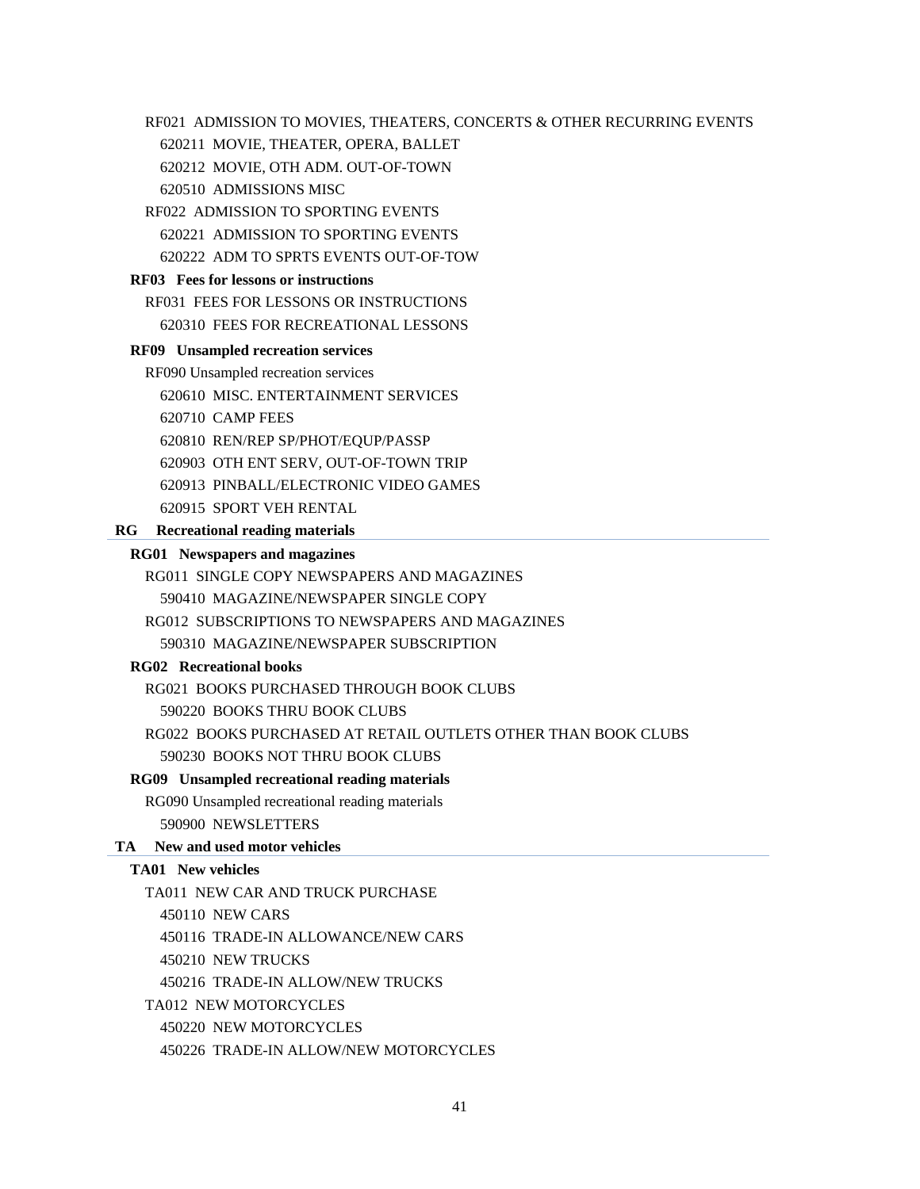RF021 ADMISSION TO MOVIES, THEATERS, CONCERTS & OTHER RECURRING EVENTS

620211 MOVIE, THEATER, OPERA, BALLET

620212 MOVIE, OTH ADM. OUT-OF-TOWN

620510 ADMISSIONS MISC

RF022 ADMISSION TO SPORTING EVENTS

620221 ADMISSION TO SPORTING EVENTS

620222 ADM TO SPRTS EVENTS OUT-OF-TOW

**RF03 Fees for lessons or instructions**

RF031 FEES FOR LESSONS OR INSTRUCTIONS

620310 FEES FOR RECREATIONAL LESSONS

**RF09 Unsampled recreation services**

RF090 Unsampled recreation services

620610 MISC. ENTERTAINMENT SERVICES

620710 CAMP FEES

620810 REN/REP SP/PHOT/EQUP/PASSP

620903 OTH ENT SERV, OUT-OF-TOWN TRIP

620913 PINBALL/ELECTRONIC VIDEO GAMES

620915 SPORT VEH RENTAL

**RG Recreational reading materials**

**RG01 Newspapers and magazines**

RG011 SINGLE COPY NEWSPAPERS AND MAGAZINES

590410 MAGAZINE/NEWSPAPER SINGLE COPY

RG012 SUBSCRIPTIONS TO NEWSPAPERS AND MAGAZINES

590310 MAGAZINE/NEWSPAPER SUBSCRIPTION

**RG02 Recreational books**

RG021 BOOKS PURCHASED THROUGH BOOK CLUBS

590220 BOOKS THRU BOOK CLUBS

RG022 BOOKS PURCHASED AT RETAIL OUTLETS OTHER THAN BOOK CLUBS

590230 BOOKS NOT THRU BOOK CLUBS

**RG09 Unsampled recreational reading materials**

RG090 Unsampled recreational reading materials

590900 NEWSLETTERS

**TA New and used motor vehicles**

**TA01 New vehicles**

TA011 NEW CAR AND TRUCK PURCHASE

450110 NEW CARS

450116 TRADE-IN ALLOWANCE/NEW CARS

450210 NEW TRUCKS

450216 TRADE-IN ALLOW/NEW TRUCKS

TA012 NEW MOTORCYCLES

450220 NEW MOTORCYCLES

450226 TRADE-IN ALLOW/NEW MOTORCYCLES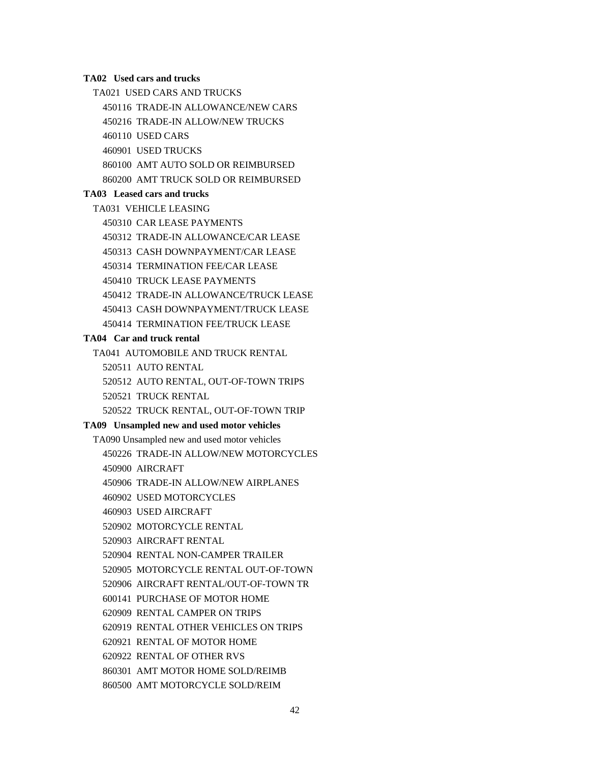**TA02 Used cars and trucks**

TA021 USED CARS AND TRUCKS

450116 TRADE-IN ALLOWANCE/NEW CARS

450216 TRADE-IN ALLOW/NEW TRUCKS

460110 USED CARS

460901 USED TRUCKS

860100 AMT AUTO SOLD OR REIMBURSED

860200 AMT TRUCK SOLD OR REIMBURSED

**TA03 Leased cars and trucks**

TA031 VEHICLE LEASING

450310 CAR LEASE PAYMENTS

450312 TRADE-IN ALLOWANCE/CAR LEASE

450313 CASH DOWNPAYMENT/CAR LEASE

450314 TERMINATION FEE/CAR LEASE

450410 TRUCK LEASE PAYMENTS

450412 TRADE-IN ALLOWANCE/TRUCK LEASE

450413 CASH DOWNPAYMENT/TRUCK LEASE

450414 TERMINATION FEE/TRUCK LEASE

**TA04 Car and truck rental**

TA041 AUTOMOBILE AND TRUCK RENTAL

520511 AUTO RENTAL

520512 AUTO RENTAL, OUT-OF-TOWN TRIPS

520521 TRUCK RENTAL

520522 TRUCK RENTAL, OUT-OF-TOWN TRIP

**TA09 Unsampled new and used motor vehicles**

TA090 Unsampled new and used motor vehicles

450226 TRADE-IN ALLOW/NEW MOTORCYCLES

450900 AIRCRAFT

450906 TRADE-IN ALLOW/NEW AIRPLANES

460902 USED MOTORCYCLES

460903 USED AIRCRAFT

520902 MOTORCYCLE RENTAL

520903 AIRCRAFT RENTAL

520904 RENTAL NON-CAMPER TRAILER

520905 MOTORCYCLE RENTAL OUT-OF-TOWN

520906 AIRCRAFT RENTAL/OUT-OF-TOWN TR

600141 PURCHASE OF MOTOR HOME

620909 RENTAL CAMPER ON TRIPS

620919 RENTAL OTHER VEHICLES ON TRIPS

620921 RENTAL OF MOTOR HOME

620922 RENTAL OF OTHER RVS

860301 AMT MOTOR HOME SOLD/REIMB

860500 AMT MOTORCYCLE SOLD/REIM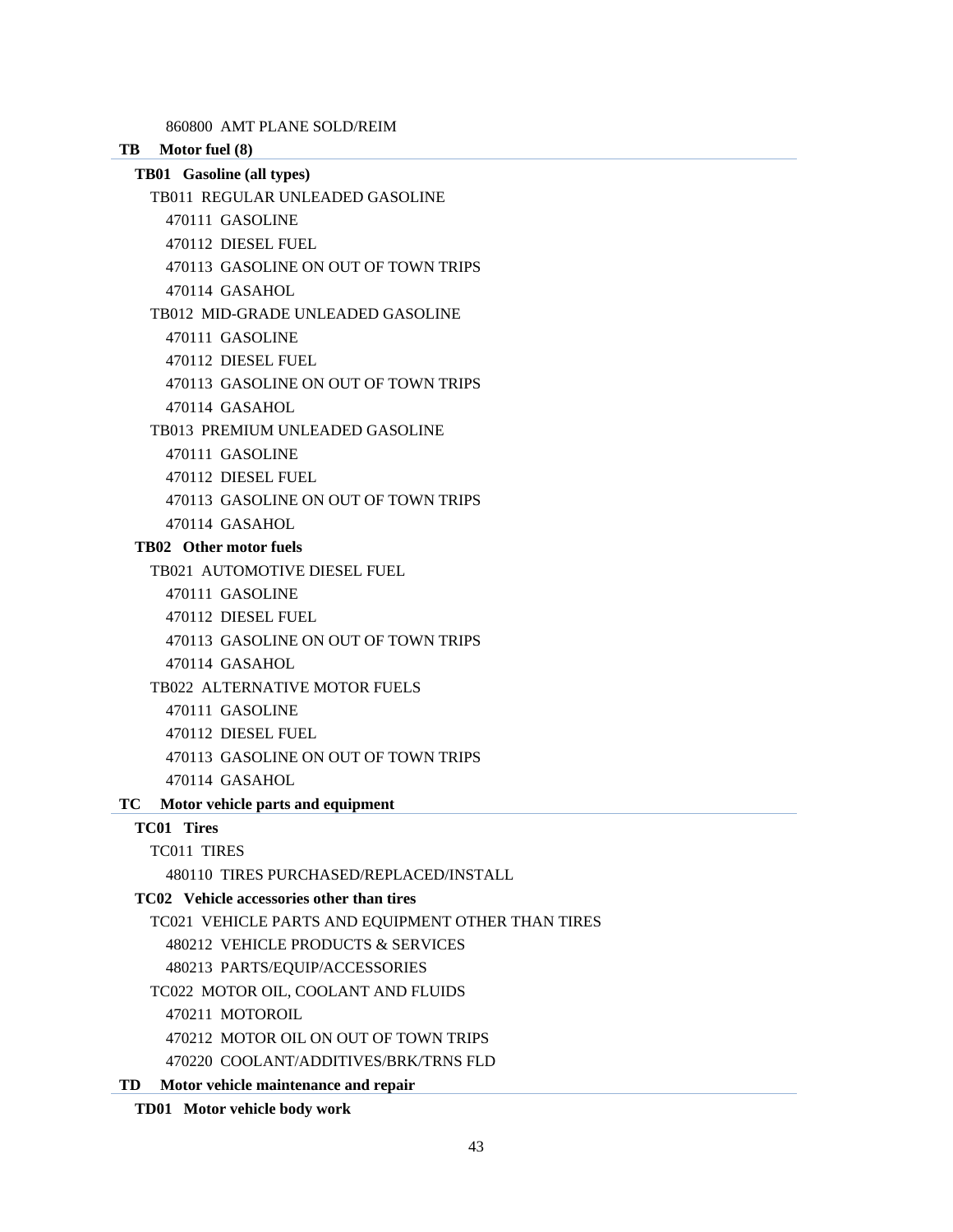860800 AMT PLANE SOLD/REIM

## TB Motor fuel (8)

### TB01 Gasoline (all types)

TB011 REGULAR UNLEADED GASOLINE

- 470111 GASOLINE
- 470112 DIESEL FUEL
- 470113 GASOLINE ON OUT OF TOWN TRIPS
- 470114 GASAHOL

TB012 MID-GRADE UNLEADED GASOLINE

- 470111 GASOLINE
- 470112 DIESEL FUEL
- 470113 GASOLINE ON OUT OF TOWN TRIPS
- 470114 GASAHOL

TB013 PREMIUM UNLEADED GASOLINE

- 470111 GASOLINE
- 470112 DIESEL FUEL
- 470113 GASOLINE ON OUT OF TOWN TRIPS
- 470114 GASAHOL

### TB02 Other motor fuels

TB021 AUTOMOTIVE DIESEL FUEL

- 470111 GASOLINE
- 470112 DIESEL FUEL
- 470113 GASOLINE ON OUT OF TOWN TRIPS
- 470114 GASAHOL

TB022 ALTERNATIVE MOTOR FUELS

- 470111 GASOLINE
- 470112 DIESEL FUEL
- 470113 GASOLINE ON OUT OF TOWN TRIPS
- 470114 GASAHOL

## TC Motor vehicle parts and equipment

### TC01 Tires

TC011 TIRES

- 480110 TIRES PURCHASED/REPLACED/INSTALL

### TC02 Vehicle accessories other than tires

TC021 VEHICLE PARTS AND EQUIPMENT OTHER THAN TIRES

- 480212 VEHICLE PRODUCTS & SERVICES
- 480213 PARTS/EQUIP/ACCESSORIES

TC022 MOTOR OIL, COOLANT AND FLUIDS

- 470211 MOTOROIL
- 470212 MOTOR OIL ON OUT OF TOWN TRIPS
- 470220 COOLANT/ADDITIVES/BRK/TRNS FLD

## TD Motor vehicle maintenance and repair

### TD01 Motor vehicle body work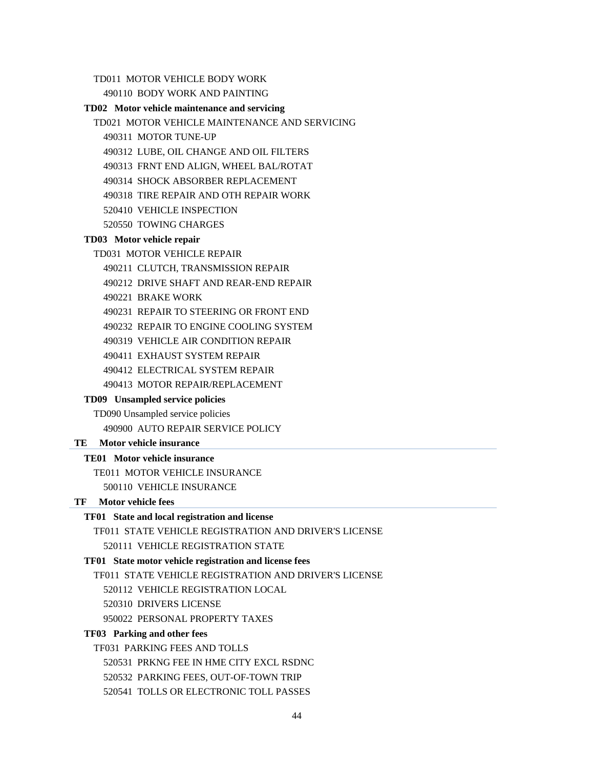TD011 MOTOR VEHICLE BODY WORK

490110 BODY WORK AND PAINTING

**TD02 Motor vehicle maintenance and servicing**

TD021 MOTOR VEHICLE MAINTENANCE AND SERVICING

490311 MOTOR TUNE-UP

490312 LUBE, OIL CHANGE AND OIL FILTERS

490313 FRNT END ALIGN, WHEEL BAL/ROTAT

490314 SHOCK ABSORBER REPLACEMENT

490318 TIRE REPAIR AND OTH REPAIR WORK

520410 VEHICLE INSPECTION

520550 TOWING CHARGES

**TD03 Motor vehicle repair**

TD031 MOTOR VEHICLE REPAIR

490211 CLUTCH, TRANSMISSION REPAIR

490212 DRIVE SHAFT AND REAR-END REPAIR

490221 BRAKE WORK

490231 REPAIR TO STEERING OR FRONT END

490232 REPAIR TO ENGINE COOLING SYSTEM

490319 VEHICLE AIR CONDITION REPAIR

490411 EXHAUST SYSTEM REPAIR

490412 ELECTRICAL SYSTEM REPAIR

490413 MOTOR REPAIR/REPLACEMENT

**TD09 Unsampled service policies**

TD090 Unsampled service policies

490900 AUTO REPAIR SERVICE POLICY

**TE Motor vehicle insurance**

**TE01 Motor vehicle insurance**

TE011 MOTOR VEHICLE INSURANCE

500110 VEHICLE INSURANCE

**TF Motor vehicle fees**

**TF01 State and local registration and license**

TF011 STATE VEHICLE REGISTRATION AND DRIVER'S LICENSE

520111 VEHICLE REGISTRATION STATE

**TF01 State motor vehicle registration and license fees**

TF011 STATE VEHICLE REGISTRATION AND DRIVER'S LICENSE

520112 VEHICLE REGISTRATION LOCAL

520310 DRIVERS LICENSE

950022 PERSONAL PROPERTY TAXES

**TF03 Parking and other fees**

TF031 PARKING FEES AND TOLLS

520531 PRKNG FEE IN HME CITY EXCL RSDNC

520532 PARKING FEES, OUT-OF-TOWN TRIP

520541 TOLLS OR ELECTRONIC TOLL PASSES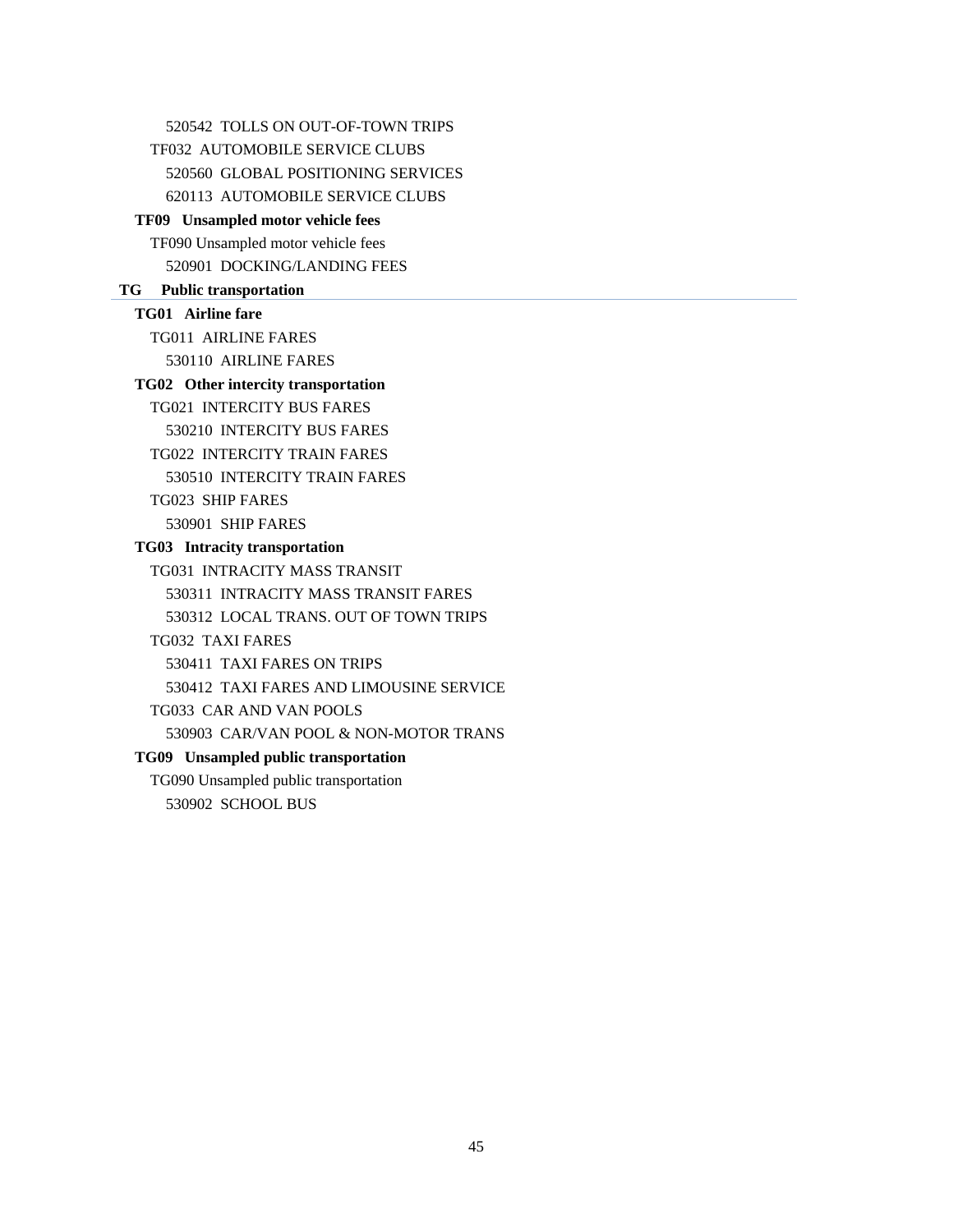520542 TOLLS ON OUT-OF-TOWN TRIPS

TF032 AUTOMOBILE SERVICE CLUBS

520560 GLOBAL POSITIONING SERVICES

620113 AUTOMOBILE SERVICE CLUBS

**TF09 Unsampled motor vehicle fees**

TF090 Unsampled motor vehicle fees

520901 DOCKING/LANDING FEES

## TG Public transportation

**TG01 Airline fare**

TG011 AIRLINE FARES

530110 AIRLINE FARES

**TG02 Other intercity transportation**

TG021 INTERCITY BUS FARES

530210 INTERCITY BUS FARES

TG022 INTERCITY TRAIN FARES

530510 INTERCITY TRAIN FARES

TG023 SHIP FARES

530901 SHIP FARES

**TG03 Intracity transportation**

TG031 INTRACITY MASS TRANSIT

530311 INTRACITY MASS TRANSIT FARES

530312 LOCAL TRANS. OUT OF TOWN TRIPS

TG032 TAXI FARES

530411 TAXI FARES ON TRIPS

530412 TAXI FARES AND LIMOUSINE SERVICE

TG033 CAR AND VAN POOLS

530903 CAR/VAN POOL & NON-MOTOR TRANS

**TG09 Unsampled public transportation**

TG090 Unsampled public transportation

530902 SCHOOL BUS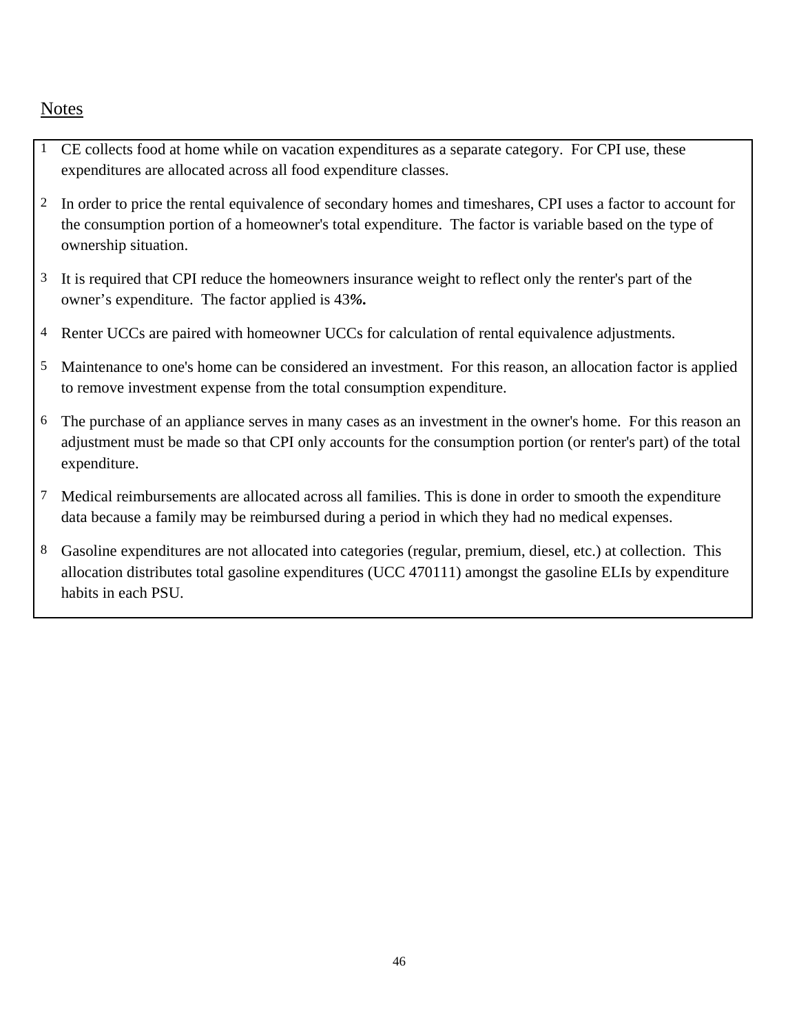Notes

1 CE collects food at home while on vacation expenditures as a separate category. For CPI use, these expenditures are allocated across all food expenditure classes.

2 In order to price the rental equivalence of secondary homes and timeshares, CPI uses a factor to account for the consumption portion of a homeowner's total expenditure. The factor is variable based on the type of ownership situation.

3 It is required that CPI reduce the homeowners insurance weight to reflect only the renter's part of the owner's expenditure. The factor applied is 43***%.***

4 Renter UCCs are paired with homeowner UCCs for calculation of rental equivalence adjustments.

5 Maintenance to one's home can be considered an investment. For this reason, an allocation factor is applied to remove investment expense from the total consumption expenditure.

6 The purchase of an appliance serves in many cases as an investment in the owner's home. For this reason an adjustment must be made so that CPI only accounts for the consumption portion (or renter's part) of the total expenditure.

7 Medical reimbursements are allocated across all families. This is done in order to smooth the expenditure data because a family may be reimbursed during a period in which they had no medical expenses.

8 Gasoline expenditures are not allocated into categories (regular, premium, diesel, etc.) at collection. This allocation distributes total gasoline expenditures (UCC 470111) amongst the gasoline ELIs by expenditure habits in each PSU.